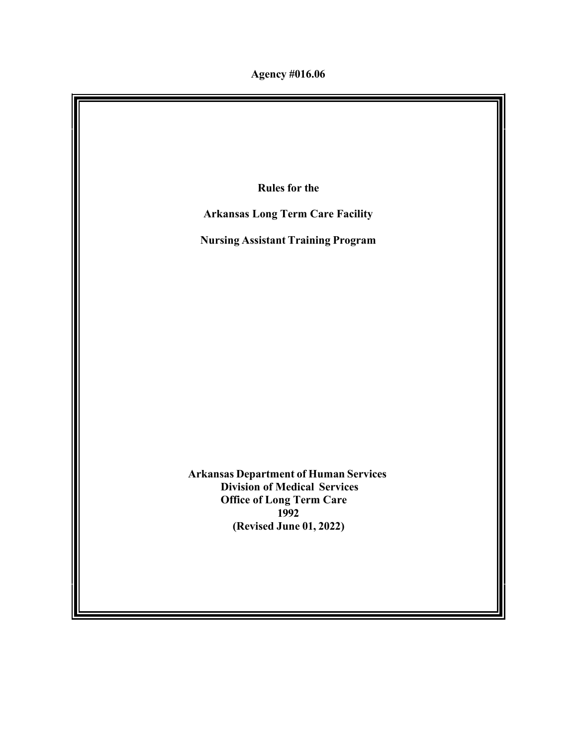**Agency #016.06**

# Rules for the

# Arkansas Long Term Care Facility

# Nursing Assistant Training Program

**Arkansas Department of Human Services**
**Division of Medical Services**
**Office of Long Term Care**
**1992**
**(Revised June 01, 2022)**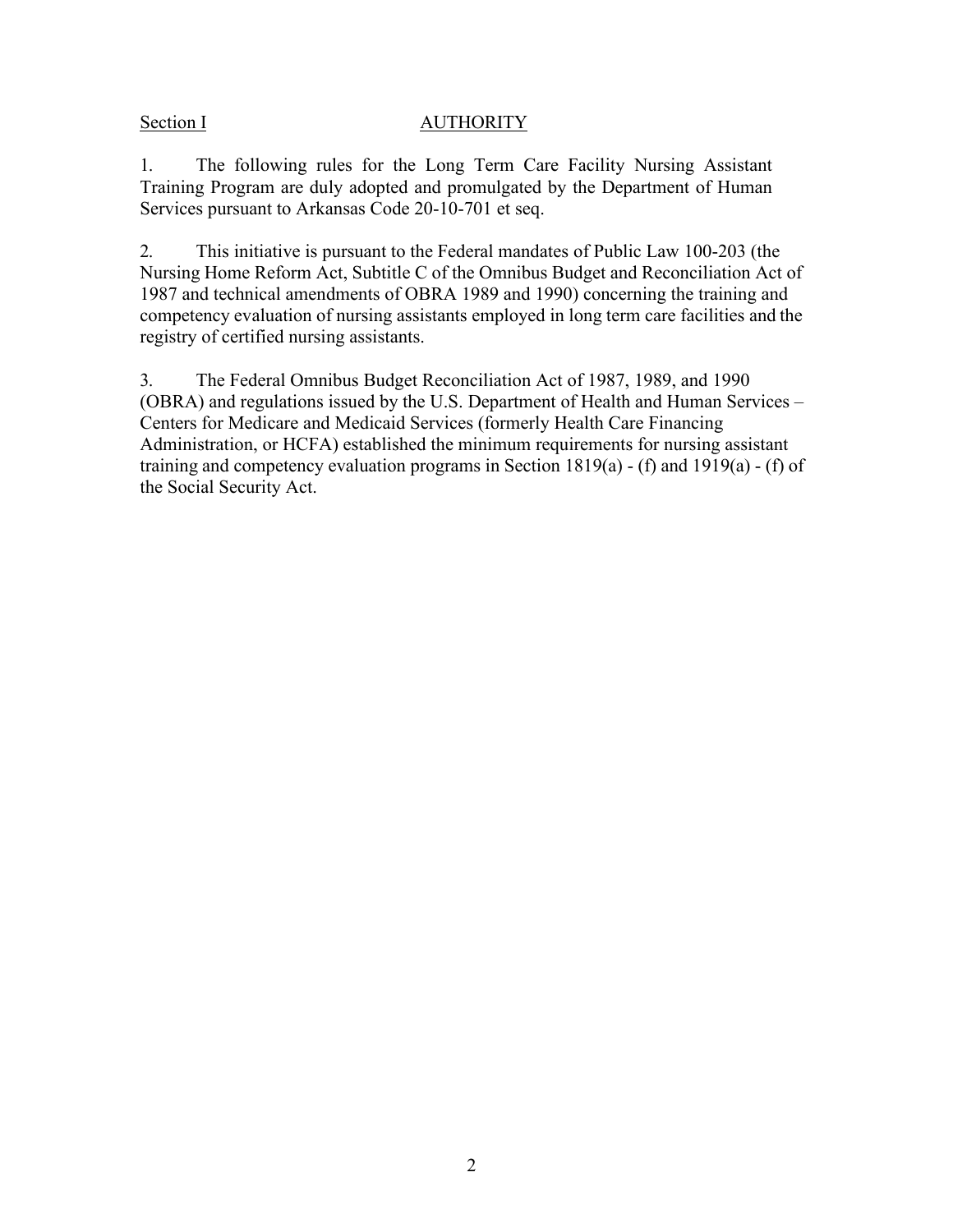## Section I AUTHORITY

1. The following rules for the Long Term Care Facility Nursing Assistant Training Program are duly adopted and promulgated by the Department of Human Services pursuant to Arkansas Code 20-10-701 et seq.

2. This initiative is pursuant to the Federal mandates of Public Law 100-203 (the Nursing Home Reform Act, Subtitle C of the Omnibus Budget and Reconciliation Act of 1987 and technical amendments of OBRA 1989 and 1990) concerning the training and competency evaluation of nursing assistants employed in long term care facilities and the registry of certified nursing assistants.

3. The Federal Omnibus Budget Reconciliation Act of 1987, 1989, and 1990 (OBRA) and regulations issued by the U.S. Department of Health and Human Services – Centers for Medicare and Medicaid Services (formerly Health Care Financing Administration, or HCFA) established the minimum requirements for nursing assistant training and competency evaluation programs in Section 1819(a) - (f) and 1919(a) - (f) of the Social Security Act.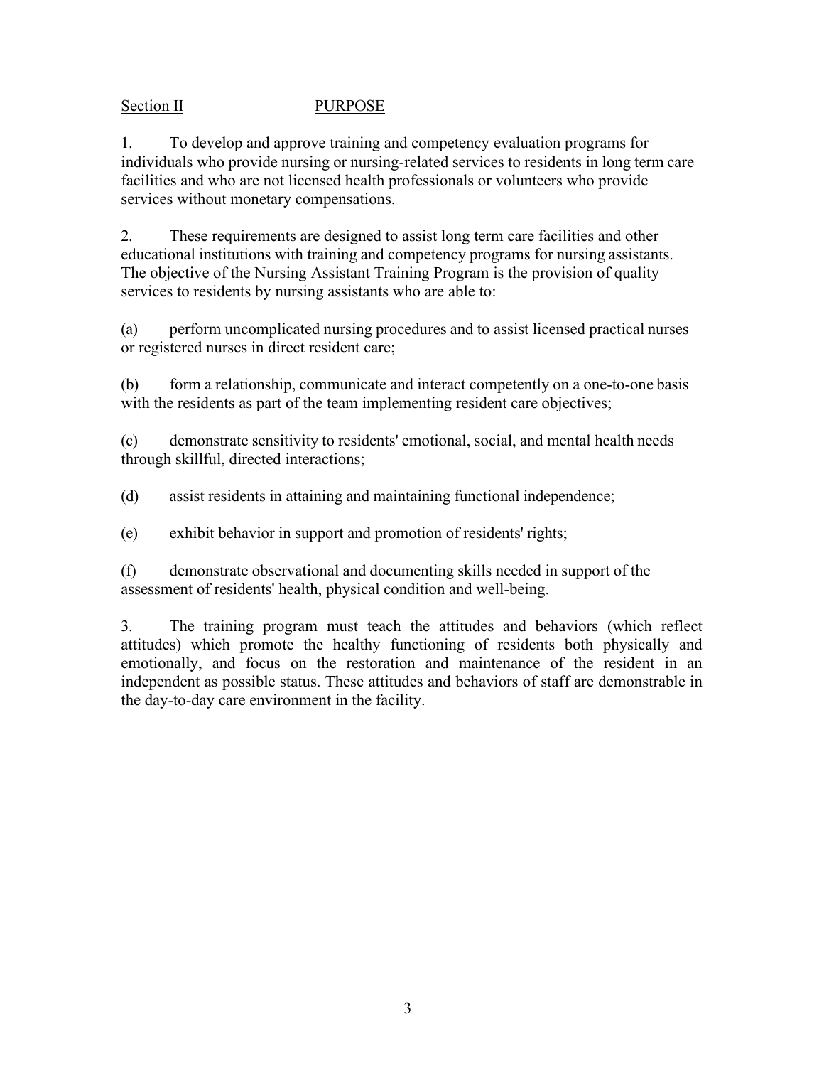## Section II PURPOSE

1. To develop and approve training and competency evaluation programs for individuals who provide nursing or nursing-related services to residents in long term care facilities and who are not licensed health professionals or volunteers who provide services without monetary compensations.

2. These requirements are designed to assist long term care facilities and other educational institutions with training and competency programs for nursing assistants. The objective of the Nursing Assistant Training Program is the provision of quality services to residents by nursing assistants who are able to:

(a) perform uncomplicated nursing procedures and to assist licensed practical nurses or registered nurses in direct resident care;

(b) form a relationship, communicate and interact competently on a one-to-one basis with the residents as part of the team implementing resident care objectives;

(c) demonstrate sensitivity to residents' emotional, social, and mental health needs through skillful, directed interactions;

(d) assist residents in attaining and maintaining functional independence;

(e) exhibit behavior in support and promotion of residents' rights;

(f) demonstrate observational and documenting skills needed in support of the assessment of residents' health, physical condition and well-being.

3. The training program must teach the attitudes and behaviors (which reflect attitudes) which promote the healthy functioning of residents both physically and emotionally, and focus on the restoration and maintenance of the resident in an independent as possible status. These attitudes and behaviors of staff are demonstrable in the day-to-day care environment in the facility.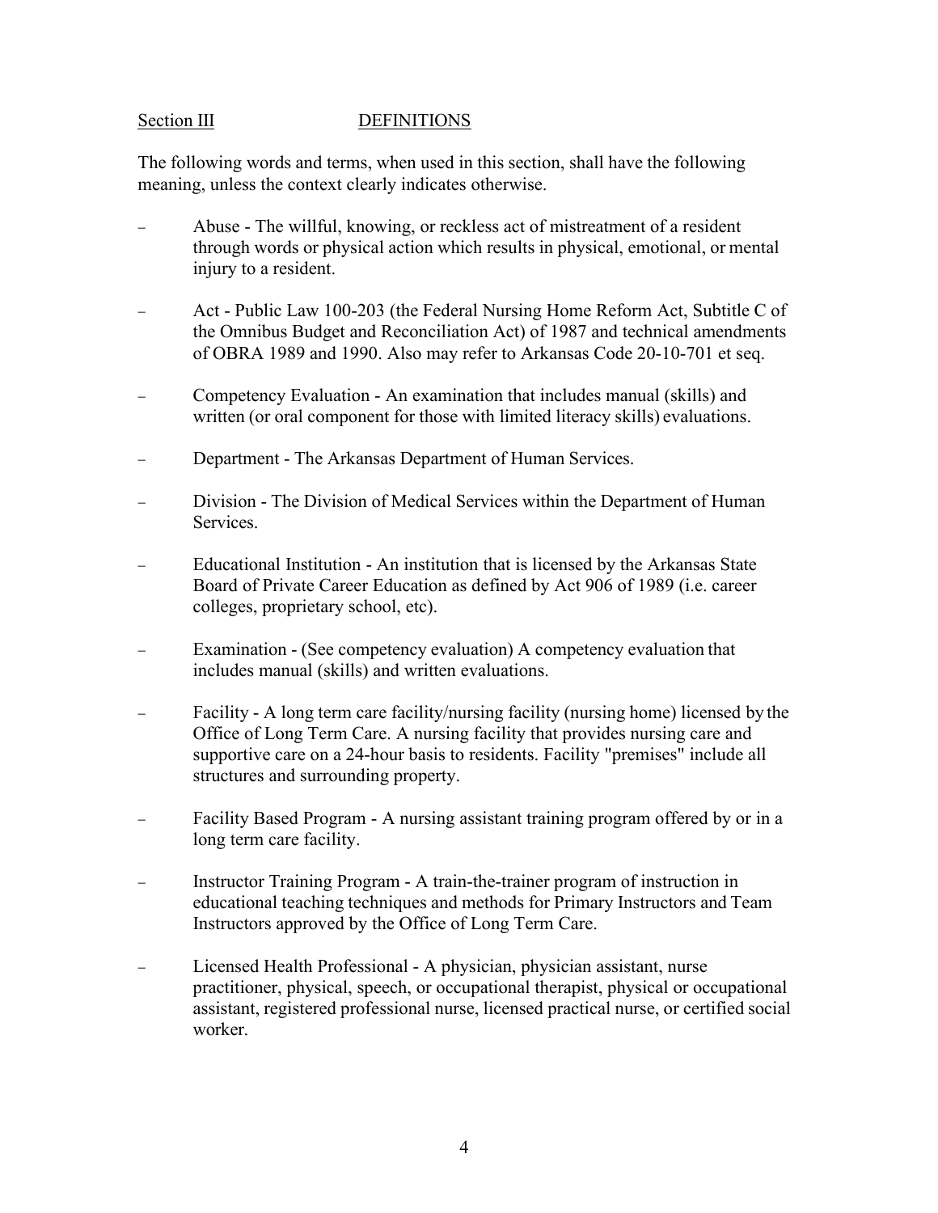## Section III DEFINITIONS

The following words and terms, when used in this section, shall have the following meaning, unless the context clearly indicates otherwise.

- Abuse - The willful, knowing, or reckless act of mistreatment of a resident through words or physical action which results in physical, emotional, or mental injury to a resident.

- Act - Public Law 100-203 (the Federal Nursing Home Reform Act, Subtitle C of the Omnibus Budget and Reconciliation Act) of 1987 and technical amendments of OBRA 1989 and 1990. Also may refer to Arkansas Code 20-10-701 et seq.

- Competency Evaluation - An examination that includes manual (skills) and written (or oral component for those with limited literacy skills) evaluations.

- Department - The Arkansas Department of Human Services.

- Division - The Division of Medical Services within the Department of Human Services.

- Educational Institution - An institution that is licensed by the Arkansas State Board of Private Career Education as defined by Act 906 of 1989 (i.e. career colleges, proprietary school, etc).

- Examination - (See competency evaluation) A competency evaluation that includes manual (skills) and written evaluations.

- Facility - A long term care facility/nursing facility (nursing home) licensed by the Office of Long Term Care. A nursing facility that provides nursing care and supportive care on a 24-hour basis to residents. Facility "premises" include all structures and surrounding property.

- Facility Based Program - A nursing assistant training program offered by or in a long term care facility.

- Instructor Training Program - A train-the-trainer program of instruction in educational teaching techniques and methods for Primary Instructors and Team Instructors approved by the Office of Long Term Care.

- Licensed Health Professional - A physician, physician assistant, nurse practitioner, physical, speech, or occupational therapist, physical or occupational assistant, registered professional nurse, licensed practical nurse, or certified social worker.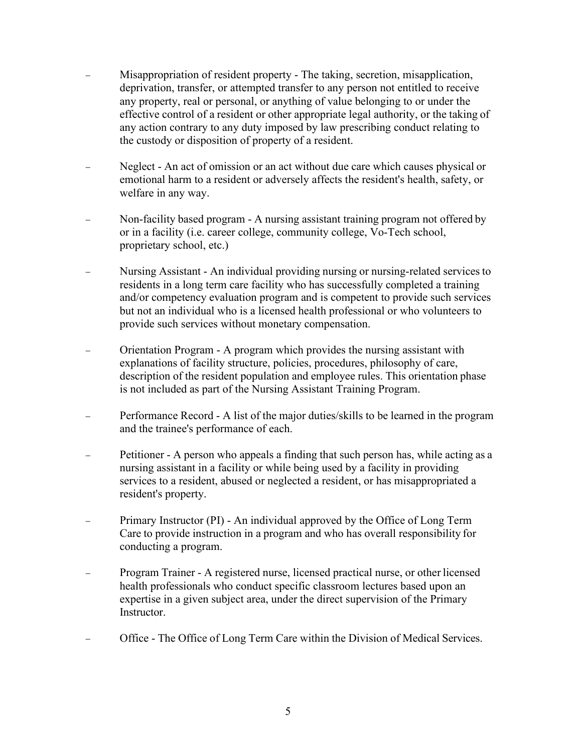- Misappropriation of resident property - The taking, secretion, misapplication, deprivation, transfer, or attempted transfer to any person not entitled to receive any property, real or personal, or anything of value belonging to or under the effective control of a resident or other appropriate legal authority, or the taking of any action contrary to any duty imposed by law prescribing conduct relating to the custody or disposition of property of a resident.

- Neglect - An act of omission or an act without due care which causes physical or emotional harm to a resident or adversely affects the resident's health, safety, or welfare in any way.

- Non-facility based program - A nursing assistant training program not offered by or in a facility (i.e. career college, community college, Vo-Tech school, proprietary school, etc.)

- Nursing Assistant - An individual providing nursing or nursing-related services to residents in a long term care facility who has successfully completed a training and/or competency evaluation program and is competent to provide such services but not an individual who is a licensed health professional or who volunteers to provide such services without monetary compensation.

- Orientation Program - A program which provides the nursing assistant with explanations of facility structure, policies, procedures, philosophy of care, description of the resident population and employee rules. This orientation phase is not included as part of the Nursing Assistant Training Program.

- Performance Record - A list of the major duties/skills to be learned in the program and the trainee's performance of each.

- Petitioner - A person who appeals a finding that such person has, while acting as a nursing assistant in a facility or while being used by a facility in providing services to a resident, abused or neglected a resident, or has misappropriated a resident's property.

- Primary Instructor (PI) - An individual approved by the Office of Long Term Care to provide instruction in a program and who has overall responsibility for conducting a program.

- Program Trainer - A registered nurse, licensed practical nurse, or other licensed health professionals who conduct specific classroom lectures based upon an expertise in a given subject area, under the direct supervision of the Primary Instructor.

- Office - The Office of Long Term Care within the Division of Medical Services.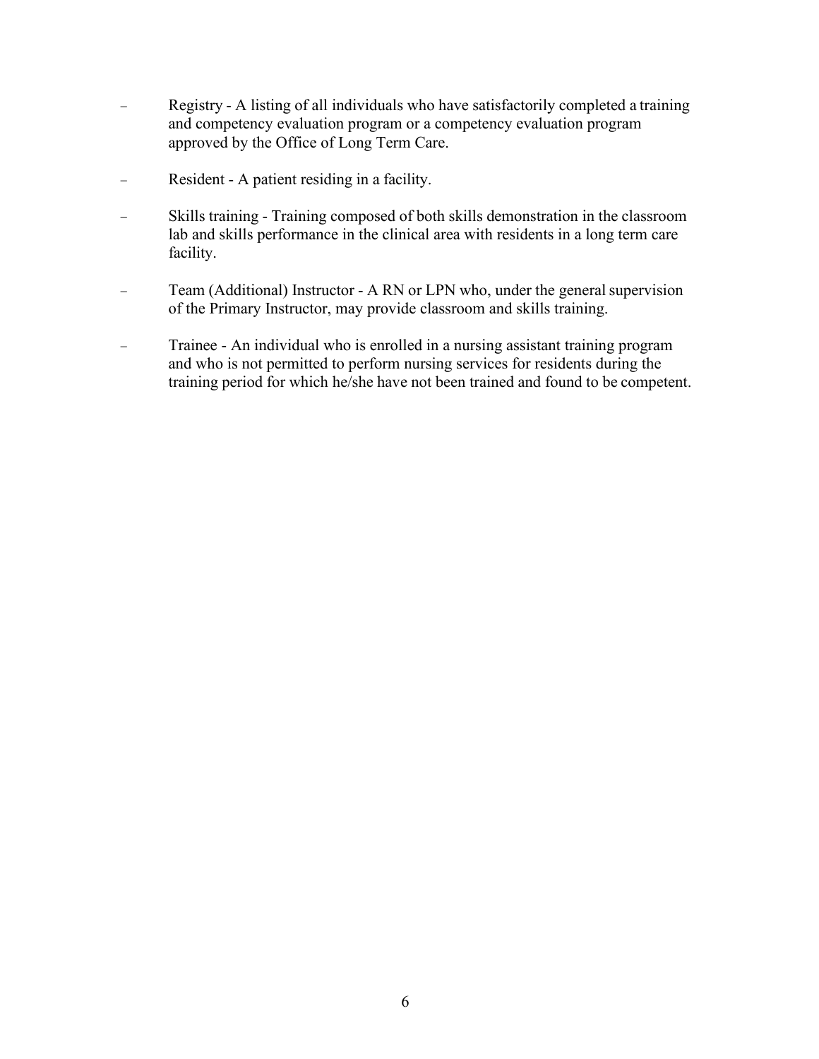- Registry - A listing of all individuals who have satisfactorily completed a training and competency evaluation program or a competency evaluation program approved by the Office of Long Term Care.

- Resident - A patient residing in a facility.

- Skills training - Training composed of both skills demonstration in the classroom lab and skills performance in the clinical area with residents in a long term care facility.

- Team (Additional) Instructor - A RN or LPN who, under the general supervision of the Primary Instructor, may provide classroom and skills training.

- Trainee - An individual who is enrolled in a nursing assistant training program and who is not permitted to perform nursing services for residents during the training period for which he/she have not been trained and found to be competent.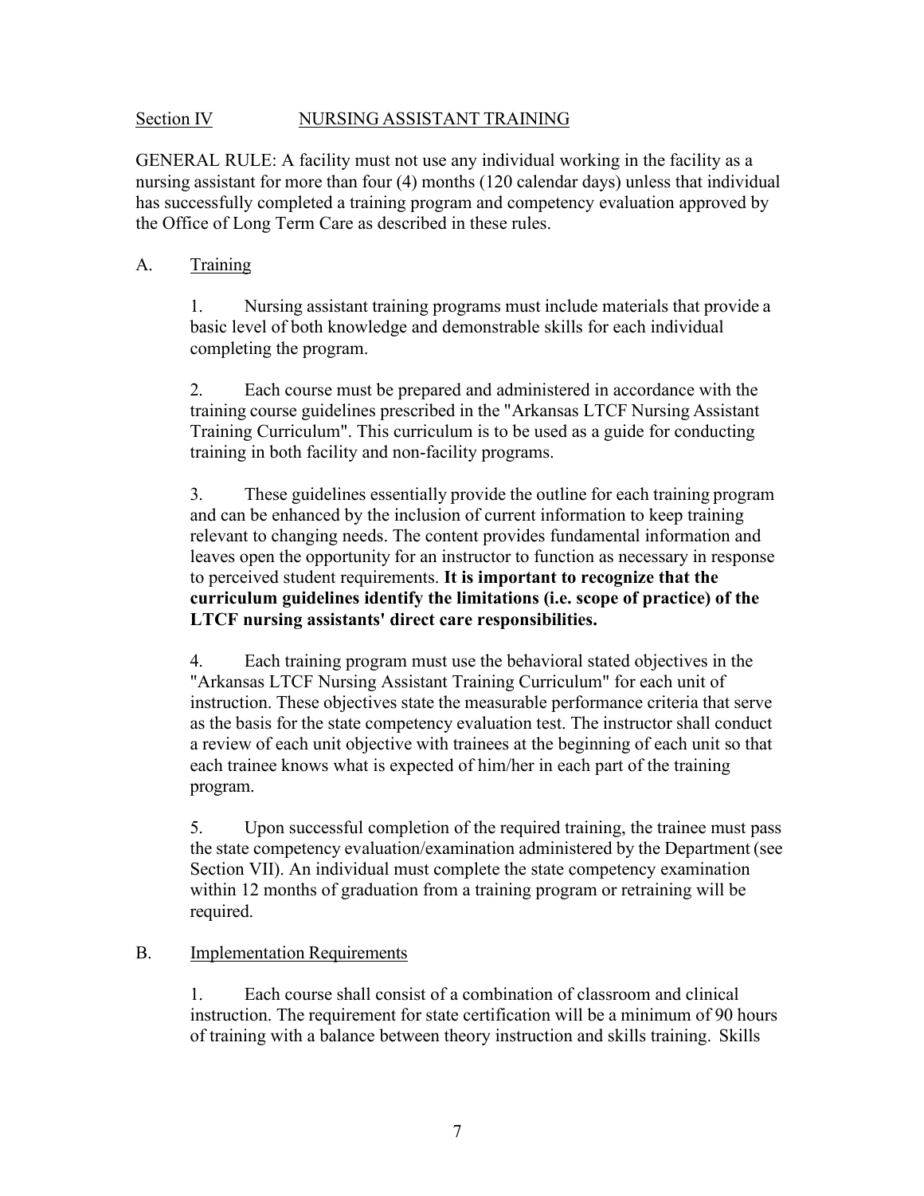## Section IV NURSING ASSISTANT TRAINING

GENERAL RULE: A facility must not use any individual working in the facility as a nursing assistant for more than four (4) months (120 calendar days) unless that individual has successfully completed a training program and competency evaluation approved by the Office of Long Term Care as described in these rules.

### A. Training

1. Nursing assistant training programs must include materials that provide a basic level of both knowledge and demonstrable skills for each individual completing the program.

2. Each course must be prepared and administered in accordance with the training course guidelines prescribed in the "Arkansas LTCF Nursing Assistant Training Curriculum". This curriculum is to be used as a guide for conducting training in both facility and non-facility programs.

3. These guidelines essentially provide the outline for each training program and can be enhanced by the inclusion of current information to keep training relevant to changing needs. The content provides fundamental information and leaves open the opportunity for an instructor to function as necessary in response to perceived student requirements. **It is important to recognize that the curriculum guidelines identify the limitations (i.e. scope of practice) of the LTCF nursing assistants' direct care responsibilities.**

4. Each training program must use the behavioral stated objectives in the "Arkansas LTCF Nursing Assistant Training Curriculum" for each unit of instruction. These objectives state the measurable performance criteria that serve as the basis for the state competency evaluation test. The instructor shall conduct a review of each unit objective with trainees at the beginning of each unit so that each trainee knows what is expected of him/her in each part of the training program.

5. Upon successful completion of the required training, the trainee must pass the state competency evaluation/examination administered by the Department (see Section VII). An individual must complete the state competency examination within 12 months of graduation from a training program or retraining will be required.

### B. Implementation Requirements

1. Each course shall consist of a combination of classroom and clinical instruction. The requirement for state certification will be a minimum of 90 hours of training with a balance between theory instruction and skills training. Skills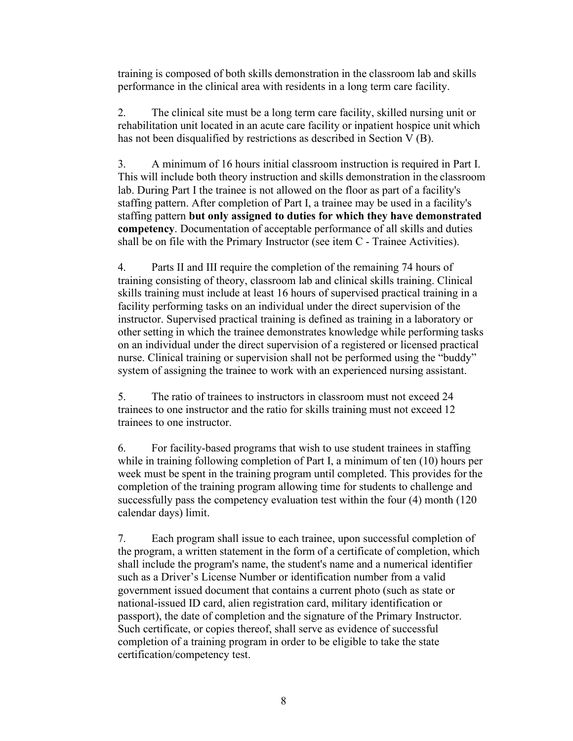training is composed of both skills demonstration in the classroom lab and skills performance in the clinical area with residents in a long term care facility.

2. The clinical site must be a long term care facility, skilled nursing unit or rehabilitation unit located in an acute care facility or inpatient hospice unit which has not been disqualified by restrictions as described in Section V (B).

3. A minimum of 16 hours initial classroom instruction is required in Part I. This will include both theory instruction and skills demonstration in the classroom lab. During Part I the trainee is not allowed on the floor as part of a facility's staffing pattern. After completion of Part I, a trainee may be used in a facility's staffing pattern **but only assigned to duties for which they have demonstrated competency**. Documentation of acceptable performance of all skills and duties shall be on file with the Primary Instructor (see item C - Trainee Activities).

4. Parts II and III require the completion of the remaining 74 hours of training consisting of theory, classroom lab and clinical skills training. Clinical skills training must include at least 16 hours of supervised practical training in a facility performing tasks on an individual under the direct supervision of the instructor. Supervised practical training is defined as training in a laboratory or other setting in which the trainee demonstrates knowledge while performing tasks on an individual under the direct supervision of a registered or licensed practical nurse. Clinical training or supervision shall not be performed using the "buddy" system of assigning the trainee to work with an experienced nursing assistant.

5. The ratio of trainees to instructors in classroom must not exceed 24 trainees to one instructor and the ratio for skills training must not exceed 12 trainees to one instructor.

6. For facility-based programs that wish to use student trainees in staffing while in training following completion of Part I, a minimum of ten (10) hours per week must be spent in the training program until completed. This provides for the completion of the training program allowing time for students to challenge and successfully pass the competency evaluation test within the four (4) month (120 calendar days) limit.

7. Each program shall issue to each trainee, upon successful completion of the program, a written statement in the form of a certificate of completion, which shall include the program's name, the student's name and a numerical identifier such as a Driver's License Number or identification number from a valid government issued document that contains a current photo (such as state or national-issued ID card, alien registration card, military identification or passport), the date of completion and the signature of the Primary Instructor. Such certificate, or copies thereof, shall serve as evidence of successful completion of a training program in order to be eligible to take the state certification/competency test.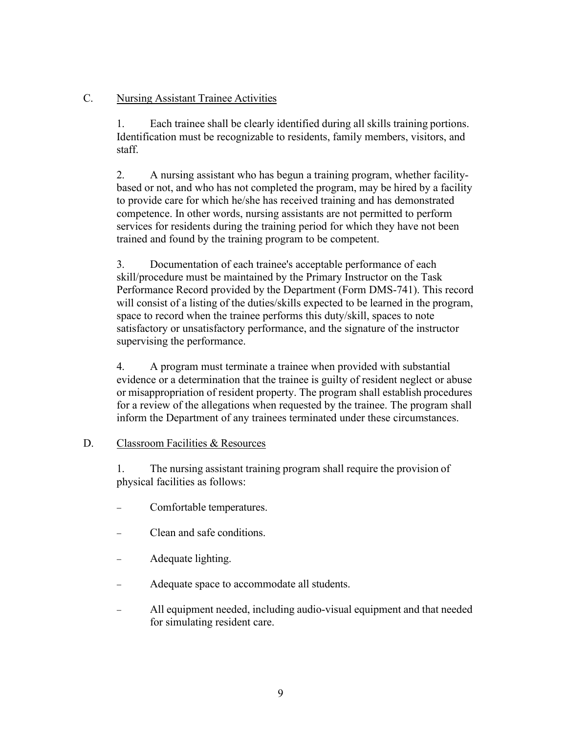C. <u>Nursing Assistant Trainee Activities</u>

1. Each trainee shall be clearly identified during all skills training portions. Identification must be recognizable to residents, family members, visitors, and staff.

2. A nursing assistant who has begun a training program, whether facility-based or not, and who has not completed the program, may be hired by a facility to provide care for which he/she has received training and has demonstrated competence. In other words, nursing assistants are not permitted to perform services for residents during the training period for which they have not been trained and found by the training program to be competent.

3. Documentation of each trainee's acceptable performance of each skill/procedure must be maintained by the Primary Instructor on the Task Performance Record provided by the Department (Form DMS-741). This record will consist of a listing of the duties/skills expected to be learned in the program, space to record when the trainee performs this duty/skill, spaces to note satisfactory or unsatisfactory performance, and the signature of the instructor supervising the performance.

4. A program must terminate a trainee when provided with substantial evidence or a determination that the trainee is guilty of resident neglect or abuse or misappropriation of resident property. The program shall establish procedures for a review of the allegations when requested by the trainee. The program shall inform the Department of any trainees terminated under these circumstances.

D. <u>Classroom Facilities & Resources</u>

1. The nursing assistant training program shall require the provision of physical facilities as follows:

- Comfortable temperatures.
- Clean and safe conditions.
- Adequate lighting.
- Adequate space to accommodate all students.
- All equipment needed, including audio-visual equipment and that needed for simulating resident care.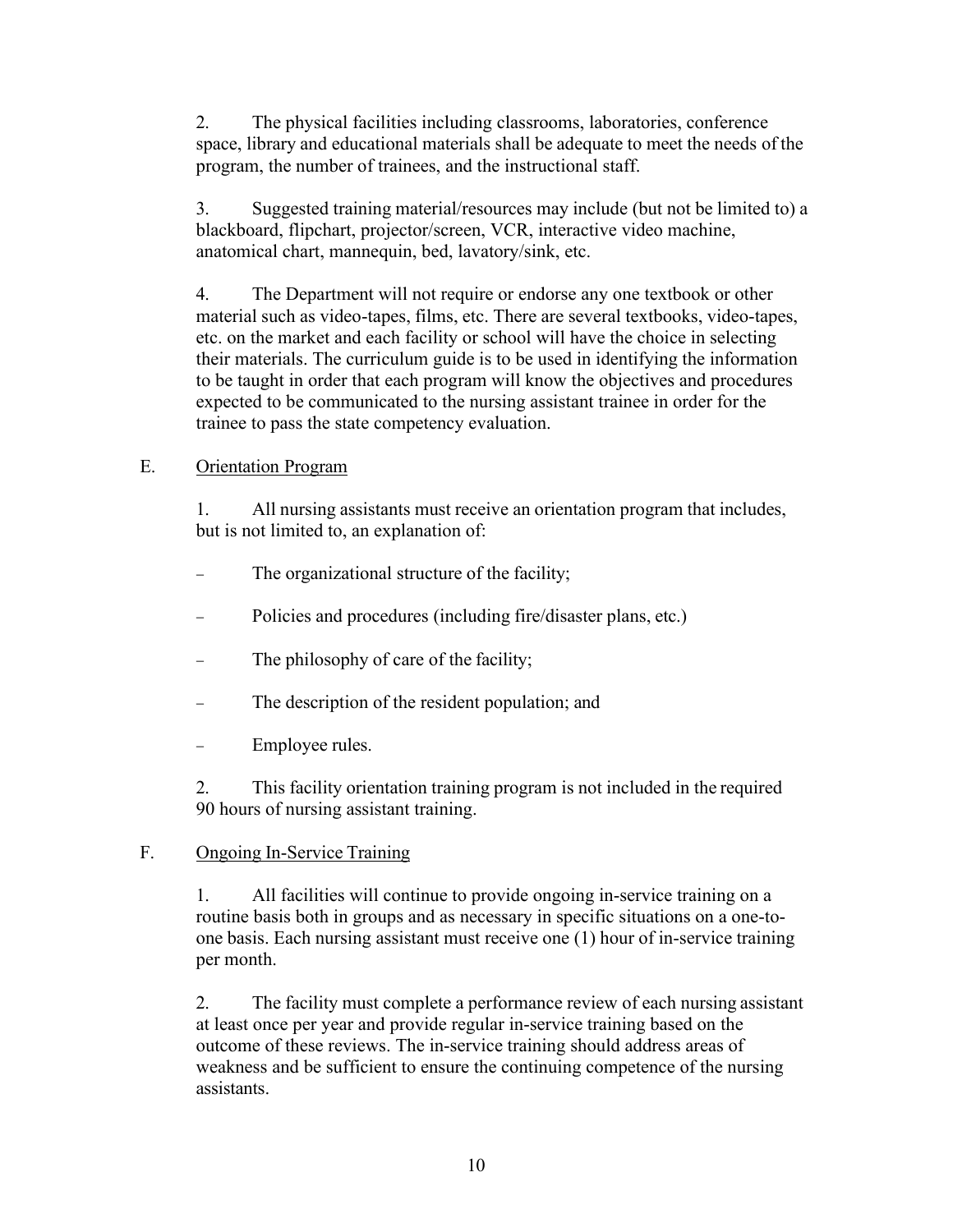2. The physical facilities including classrooms, laboratories, conference space, library and educational materials shall be adequate to meet the needs of the program, the number of trainees, and the instructional staff.

3. Suggested training material/resources may include (but not be limited to) a blackboard, flipchart, projector/screen, VCR, interactive video machine, anatomical chart, mannequin, bed, lavatory/sink, etc.

4. The Department will not require or endorse any one textbook or other material such as video-tapes, films, etc. There are several textbooks, video-tapes, etc. on the market and each facility or school will have the choice in selecting their materials. The curriculum guide is to be used in identifying the information to be taught in order that each program will know the objectives and procedures expected to be communicated to the nursing assistant trainee in order for the trainee to pass the state competency evaluation.

E. <u>Orientation Program</u>

1. All nursing assistants must receive an orientation program that includes, but is not limited to, an explanation of:

- The organizational structure of the facility;
- Policies and procedures (including fire/disaster plans, etc.)
- The philosophy of care of the facility;
- The description of the resident population; and
- Employee rules.

2. This facility orientation training program is not included in the required 90 hours of nursing assistant training.

F. <u>Ongoing In-Service Training</u>

1. All facilities will continue to provide ongoing in-service training on a routine basis both in groups and as necessary in specific situations on a one-to-one basis. Each nursing assistant must receive one (1) hour of in-service training per month.

2. The facility must complete a performance review of each nursing assistant at least once per year and provide regular in-service training based on the outcome of these reviews. The in-service training should address areas of weakness and be sufficient to ensure the continuing competence of the nursing assistants.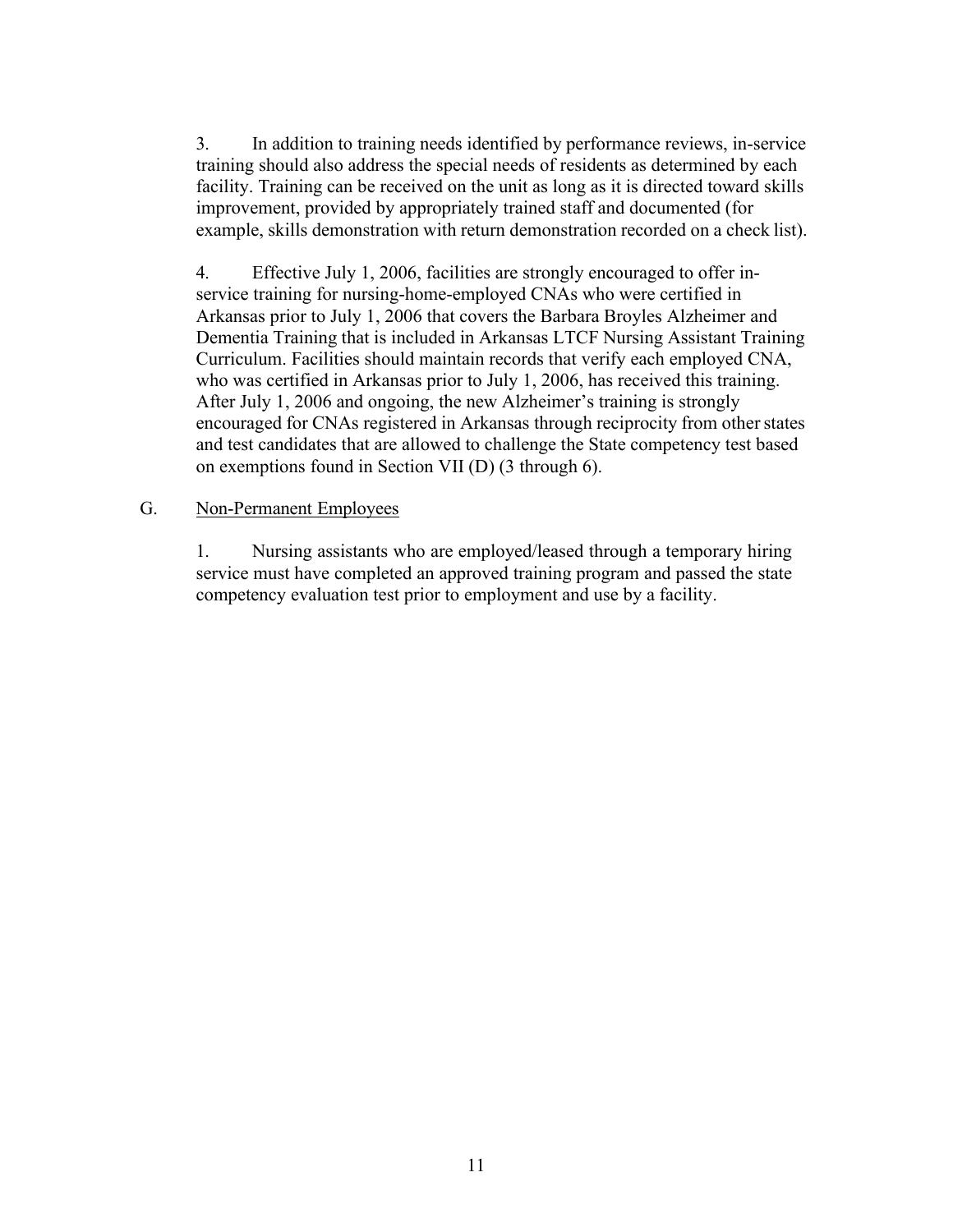3. In addition to training needs identified by performance reviews, in-service training should also address the special needs of residents as determined by each facility. Training can be received on the unit as long as it is directed toward skills improvement, provided by appropriately trained staff and documented (for example, skills demonstration with return demonstration recorded on a check list).

4. Effective July 1, 2006, facilities are strongly encouraged to offer in-service training for nursing-home-employed CNAs who were certified in Arkansas prior to July 1, 2006 that covers the Barbara Broyles Alzheimer and Dementia Training that is included in Arkansas LTCF Nursing Assistant Training Curriculum. Facilities should maintain records that verify each employed CNA, who was certified in Arkansas prior to July 1, 2006, has received this training. After July 1, 2006 and ongoing, the new Alzheimer's training is strongly encouraged for CNAs registered in Arkansas through reciprocity from other states and test candidates that are allowed to challenge the State competency test based on exemptions found in Section VII (D) (3 through 6).

G. <u>Non-Permanent Employees</u>

1. Nursing assistants who are employed/leased through a temporary hiring service must have completed an approved training program and passed the state competency evaluation test prior to employment and use by a facility.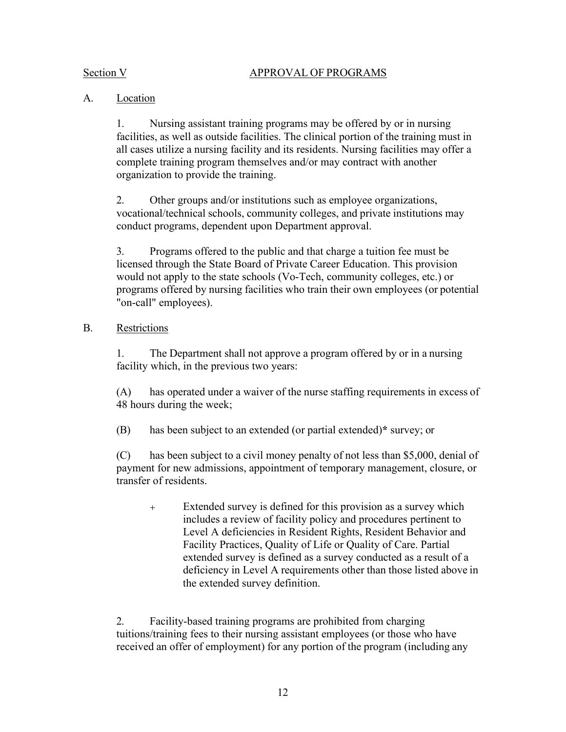## Section V — APPROVAL OF PROGRAMS

A. Location

1. Nursing assistant training programs may be offered by or in nursing facilities, as well as outside facilities. The clinical portion of the training must in all cases utilize a nursing facility and its residents. Nursing facilities may offer a complete training program themselves and/or may contract with another organization to provide the training.

2. Other groups and/or institutions such as employee organizations, vocational/technical schools, community colleges, and private institutions may conduct programs, dependent upon Department approval.

3. Programs offered to the public and that charge a tuition fee must be licensed through the State Board of Private Career Education. This provision would not apply to the state schools (Vo-Tech, community colleges, etc.) or programs offered by nursing facilities who train their own employees (or potential "on-call" employees).

B. Restrictions

1. The Department shall not approve a program offered by or in a nursing facility which, in the previous two years:

(A) has operated under a waiver of the nurse staffing requirements in excess of 48 hours during the week;

(B) has been subject to an extended (or partial extended)* survey; or

(C) has been subject to a civil money penalty of not less than $5,000, denial of payment for new admissions, appointment of temporary management, closure, or transfer of residents.

> + Extended survey is defined for this provision as a survey which includes a review of facility policy and procedures pertinent to Level A deficiencies in Resident Rights, Resident Behavior and Facility Practices, Quality of Life or Quality of Care. Partial extended survey is defined as a survey conducted as a result of a deficiency in Level A requirements other than those listed above in the extended survey definition.

2. Facility-based training programs are prohibited from charging tuitions/training fees to their nursing assistant employees (or those who have received an offer of employment) for any portion of the program (including any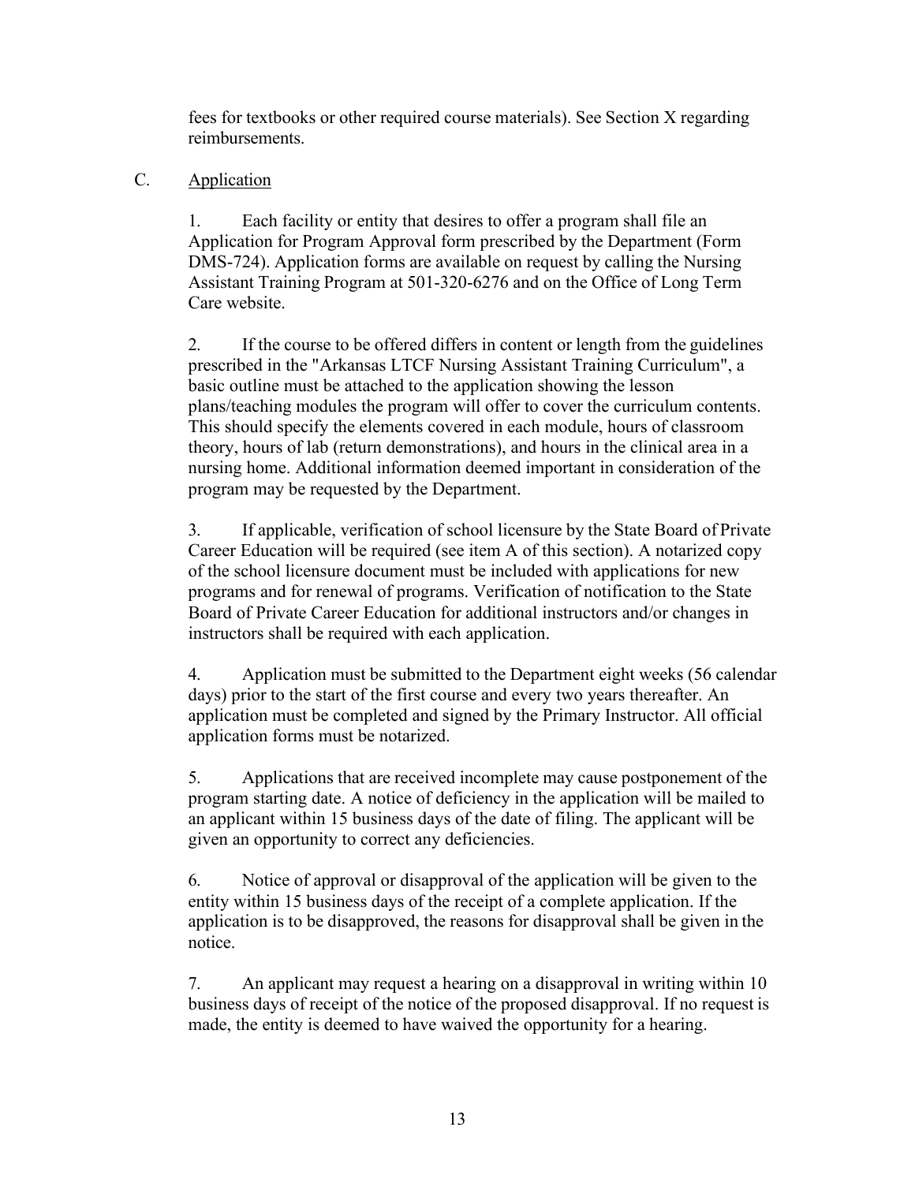fees for textbooks or other required course materials). See Section X regarding reimbursements.

C. Application

1. Each facility or entity that desires to offer a program shall file an Application for Program Approval form prescribed by the Department (Form DMS-724). Application forms are available on request by calling the Nursing Assistant Training Program at 501-320-6276 and on the Office of Long Term Care website.

2. If the course to be offered differs in content or length from the guidelines prescribed in the "Arkansas LTCF Nursing Assistant Training Curriculum", a basic outline must be attached to the application showing the lesson plans/teaching modules the program will offer to cover the curriculum contents. This should specify the elements covered in each module, hours of classroom theory, hours of lab (return demonstrations), and hours in the clinical area in a nursing home. Additional information deemed important in consideration of the program may be requested by the Department.

3. If applicable, verification of school licensure by the State Board of Private Career Education will be required (see item A of this section). A notarized copy of the school licensure document must be included with applications for new programs and for renewal of programs. Verification of notification to the State Board of Private Career Education for additional instructors and/or changes in instructors shall be required with each application.

4. Application must be submitted to the Department eight weeks (56 calendar days) prior to the start of the first course and every two years thereafter. An application must be completed and signed by the Primary Instructor. All official application forms must be notarized.

5. Applications that are received incomplete may cause postponement of the program starting date. A notice of deficiency in the application will be mailed to an applicant within 15 business days of the date of filing. The applicant will be given an opportunity to correct any deficiencies.

6. Notice of approval or disapproval of the application will be given to the entity within 15 business days of the receipt of a complete application. If the application is to be disapproved, the reasons for disapproval shall be given in the notice.

7. An applicant may request a hearing on a disapproval in writing within 10 business days of receipt of the notice of the proposed disapproval. If no request is made, the entity is deemed to have waived the opportunity for a hearing.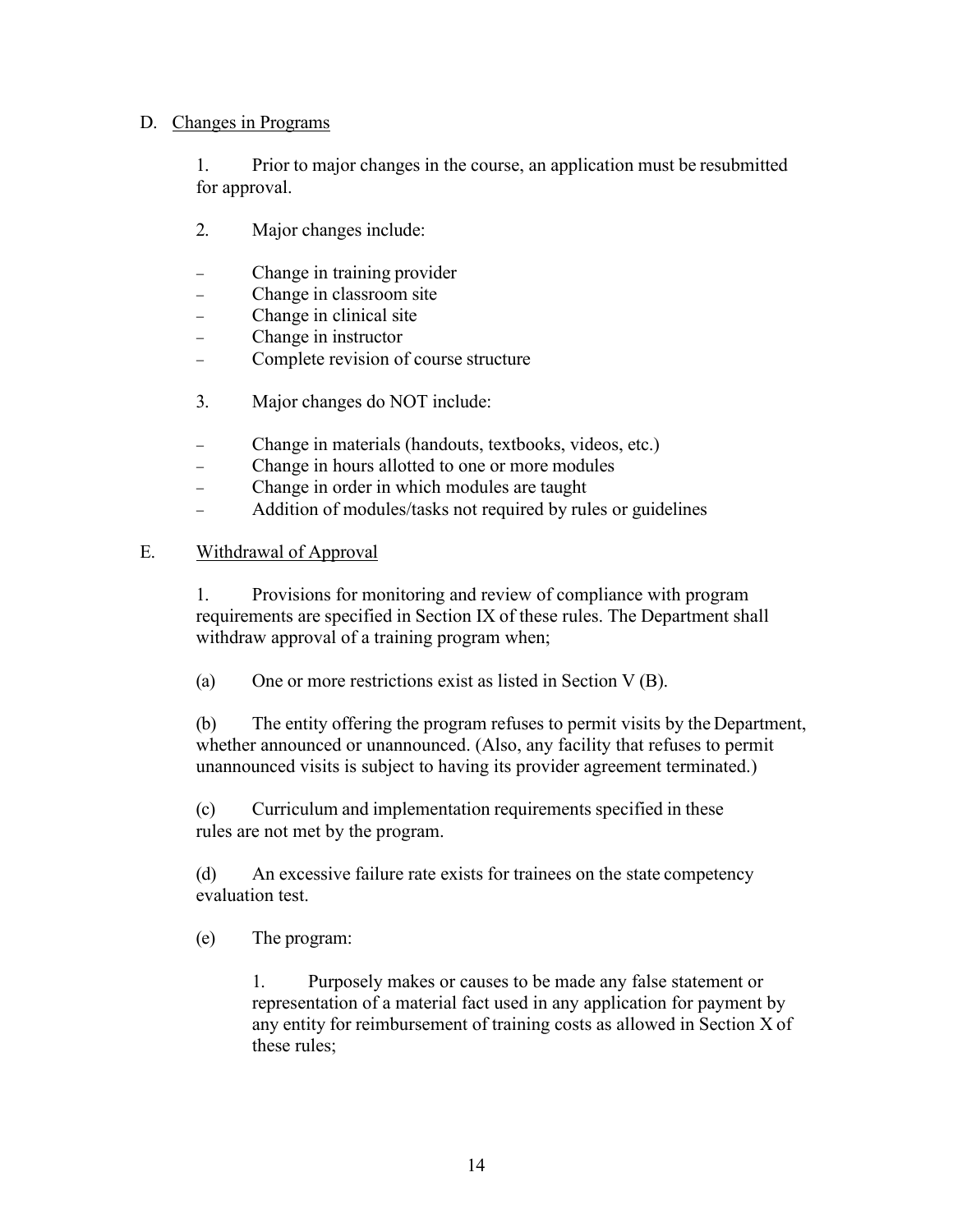D. Changes in Programs

1. Prior to major changes in the course, an application must be resubmitted for approval.

2. Major changes include:

- Change in training provider
- Change in classroom site
- Change in clinical site
- Change in instructor
- Complete revision of course structure

3. Major changes do NOT include:

- Change in materials (handouts, textbooks, videos, etc.)
- Change in hours allotted to one or more modules
- Change in order in which modules are taught
- Addition of modules/tasks not required by rules or guidelines

E. Withdrawal of Approval

1. Provisions for monitoring and review of compliance with program requirements are specified in Section IX of these rules. The Department shall withdraw approval of a training program when;

(a) One or more restrictions exist as listed in Section V (B).

(b) The entity offering the program refuses to permit visits by the Department, whether announced or unannounced. (Also, any facility that refuses to permit unannounced visits is subject to having its provider agreement terminated.)

(c) Curriculum and implementation requirements specified in these rules are not met by the program.

(d) An excessive failure rate exists for trainees on the state competency evaluation test.

(e) The program:

1. Purposely makes or causes to be made any false statement or representation of a material fact used in any application for payment by any entity for reimbursement of training costs as allowed in Section X of these rules;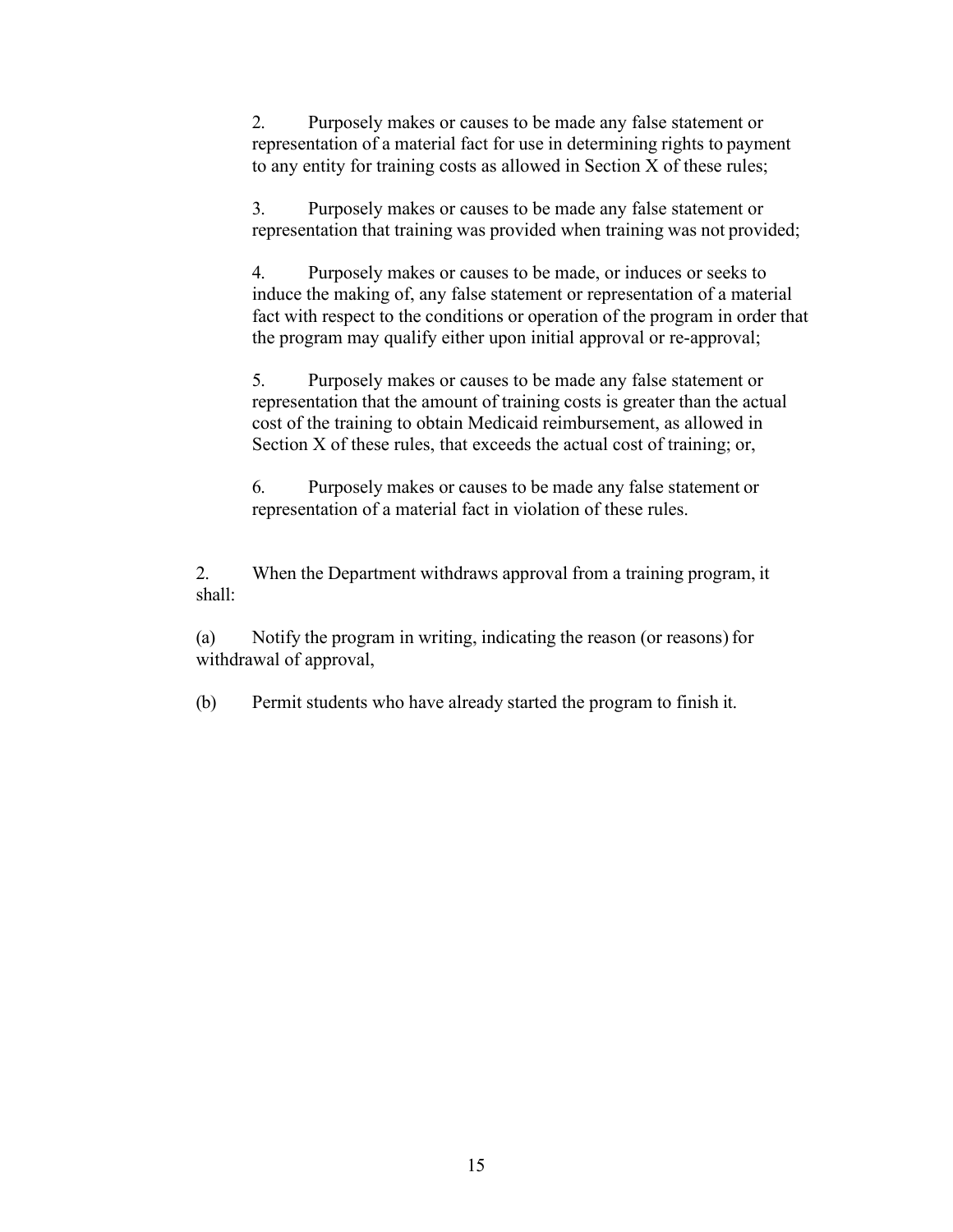2. Purposely makes or causes to be made any false statement or representation of a material fact for use in determining rights to payment to any entity for training costs as allowed in Section X of these rules;

3. Purposely makes or causes to be made any false statement or representation that training was provided when training was not provided;

4. Purposely makes or causes to be made, or induces or seeks to induce the making of, any false statement or representation of a material fact with respect to the conditions or operation of the program in order that the program may qualify either upon initial approval or re-approval;

5. Purposely makes or causes to be made any false statement or representation that the amount of training costs is greater than the actual cost of the training to obtain Medicaid reimbursement, as allowed in Section X of these rules, that exceeds the actual cost of training; or,

6. Purposely makes or causes to be made any false statement or representation of a material fact in violation of these rules.

2. When the Department withdraws approval from a training program, it shall:

(a) Notify the program in writing, indicating the reason (or reasons) for withdrawal of approval,

(b) Permit students who have already started the program to finish it.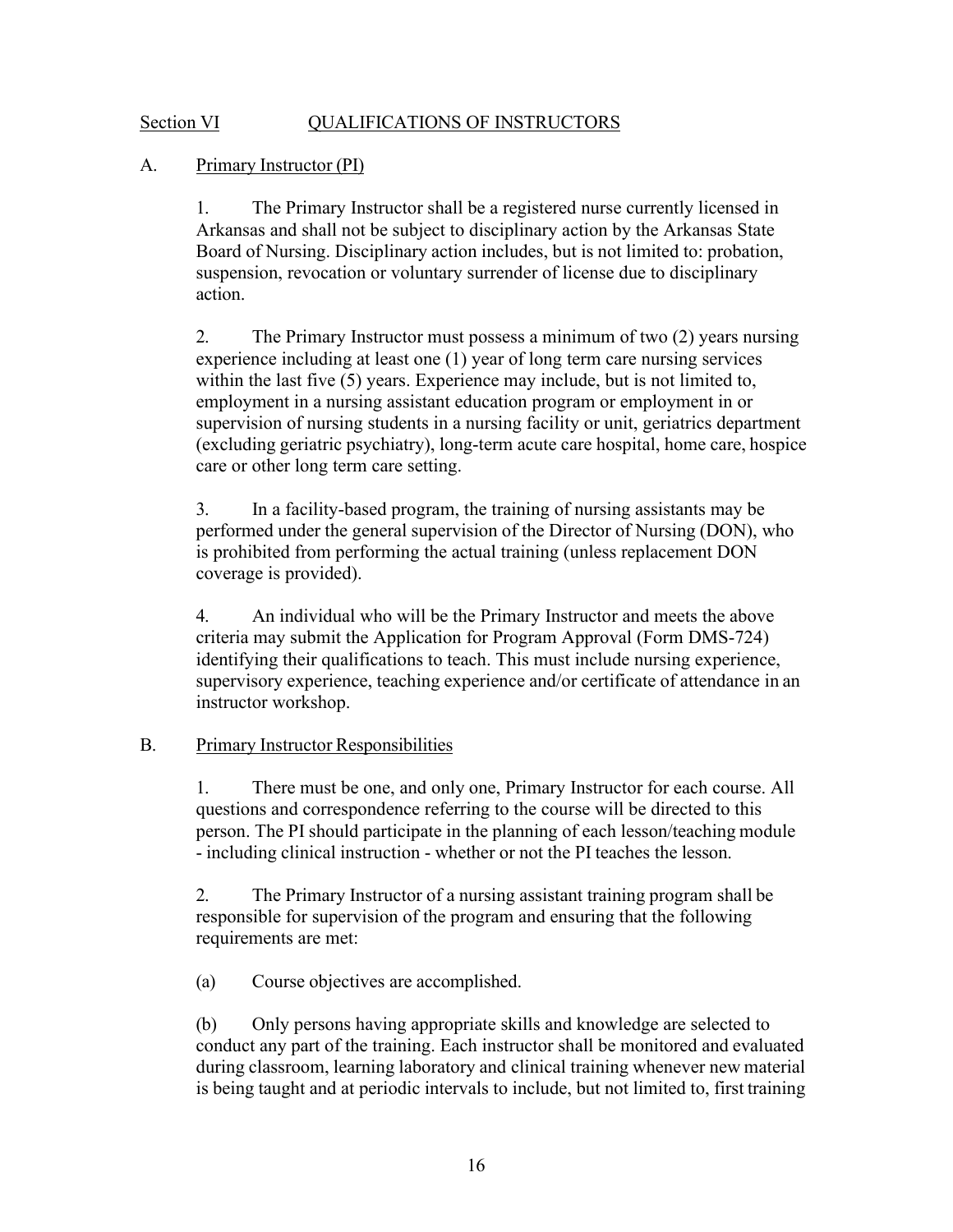## Section VI QUALIFICATIONS OF INSTRUCTORS

### A. Primary Instructor (PI)

1. The Primary Instructor shall be a registered nurse currently licensed in Arkansas and shall not be subject to disciplinary action by the Arkansas State Board of Nursing. Disciplinary action includes, but is not limited to: probation, suspension, revocation or voluntary surrender of license due to disciplinary action.

2. The Primary Instructor must possess a minimum of two (2) years nursing experience including at least one (1) year of long term care nursing services within the last five (5) years. Experience may include, but is not limited to, employment in a nursing assistant education program or employment in or supervision of nursing students in a nursing facility or unit, geriatrics department (excluding geriatric psychiatry), long-term acute care hospital, home care, hospice care or other long term care setting.

3. In a facility-based program, the training of nursing assistants may be performed under the general supervision of the Director of Nursing (DON), who is prohibited from performing the actual training (unless replacement DON coverage is provided).

4. An individual who will be the Primary Instructor and meets the above criteria may submit the Application for Program Approval (Form DMS-724) identifying their qualifications to teach. This must include nursing experience, supervisory experience, teaching experience and/or certificate of attendance in an instructor workshop.

### B. Primary Instructor Responsibilities

1. There must be one, and only one, Primary Instructor for each course. All questions and correspondence referring to the course will be directed to this person. The PI should participate in the planning of each lesson/teaching module - including clinical instruction - whether or not the PI teaches the lesson.

2. The Primary Instructor of a nursing assistant training program shall be responsible for supervision of the program and ensuring that the following requirements are met:

(a) Course objectives are accomplished.

(b) Only persons having appropriate skills and knowledge are selected to conduct any part of the training. Each instructor shall be monitored and evaluated during classroom, learning laboratory and clinical training whenever new material is being taught and at periodic intervals to include, but not limited to, first training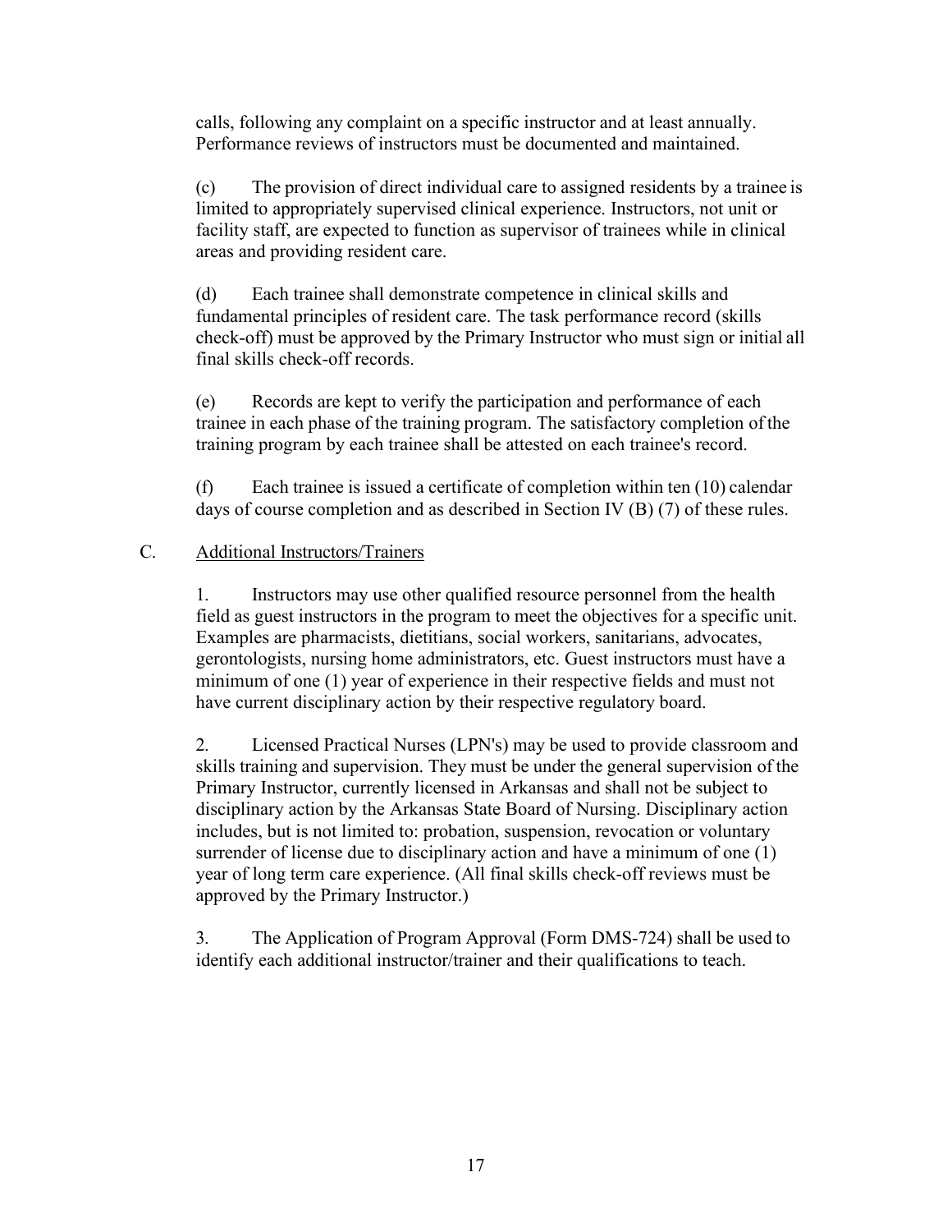calls, following any complaint on a specific instructor and at least annually. Performance reviews of instructors must be documented and maintained.

(c) The provision of direct individual care to assigned residents by a trainee is limited to appropriately supervised clinical experience. Instructors, not unit or facility staff, are expected to function as supervisor of trainees while in clinical areas and providing resident care.

(d) Each trainee shall demonstrate competence in clinical skills and fundamental principles of resident care. The task performance record (skills check-off) must be approved by the Primary Instructor who must sign or initial all final skills check-off records.

(e) Records are kept to verify the participation and performance of each trainee in each phase of the training program. The satisfactory completion of the training program by each trainee shall be attested on each trainee's record.

(f) Each trainee is issued a certificate of completion within ten (10) calendar days of course completion and as described in Section IV (B) (7) of these rules.

C. <u>Additional Instructors/Trainers</u>

1. Instructors may use other qualified resource personnel from the health field as guest instructors in the program to meet the objectives for a specific unit. Examples are pharmacists, dietitians, social workers, sanitarians, advocates, gerontologists, nursing home administrators, etc. Guest instructors must have a minimum of one (1) year of experience in their respective fields and must not have current disciplinary action by their respective regulatory board.

2. Licensed Practical Nurses (LPN's) may be used to provide classroom and skills training and supervision. They must be under the general supervision of the Primary Instructor, currently licensed in Arkansas and shall not be subject to disciplinary action by the Arkansas State Board of Nursing. Disciplinary action includes, but is not limited to: probation, suspension, revocation or voluntary surrender of license due to disciplinary action and have a minimum of one (1) year of long term care experience. (All final skills check-off reviews must be approved by the Primary Instructor.)

3. The Application of Program Approval (Form DMS-724) shall be used to identify each additional instructor/trainer and their qualifications to teach.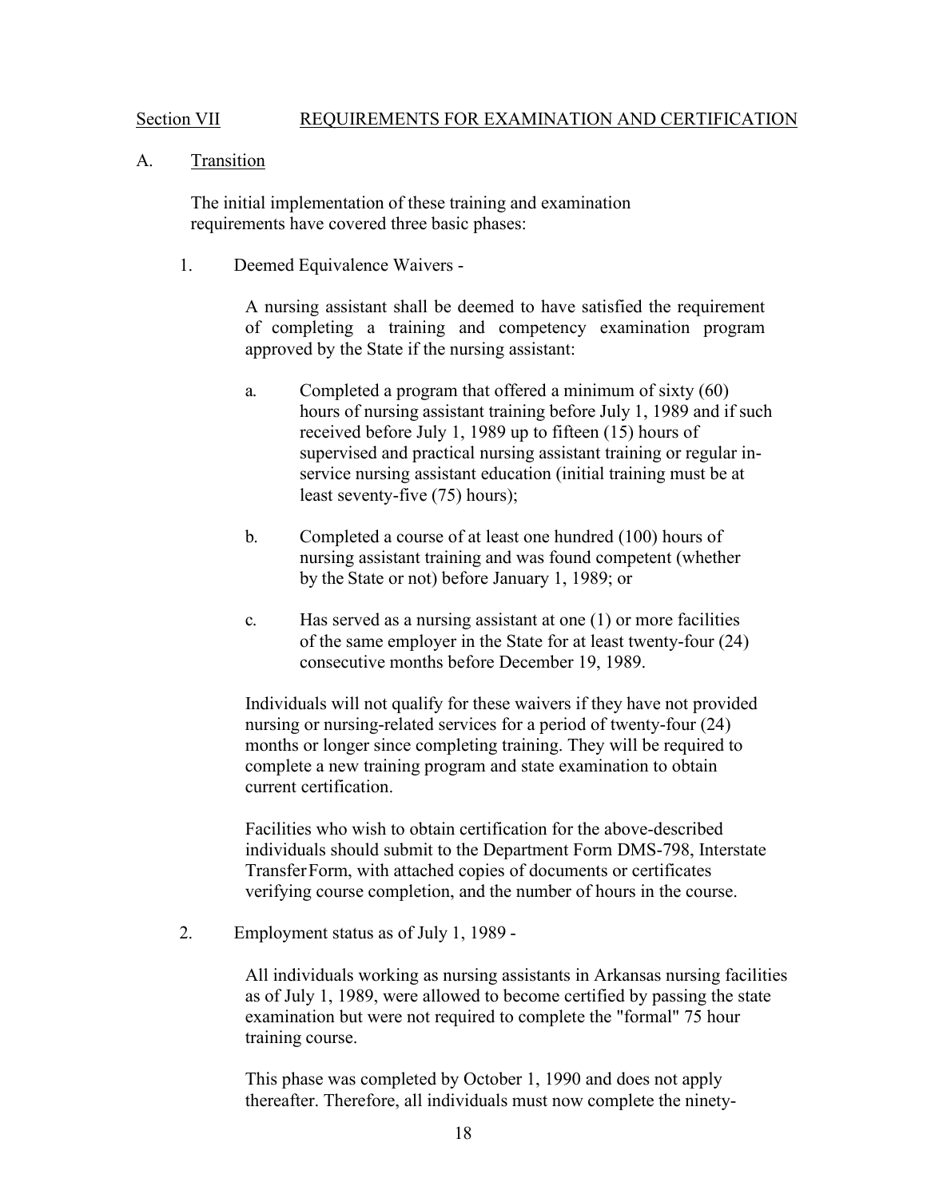## Section VII REQUIREMENTS FOR EXAMINATION AND CERTIFICATION

### A. Transition

The initial implementation of these training and examination requirements have covered three basic phases:

1. Deemed Equivalence Waivers -

   A nursing assistant shall be deemed to have satisfied the requirement of completing a training and competency examination program approved by the State if the nursing assistant:

   a. Completed a program that offered a minimum of sixty (60) hours of nursing assistant training before July 1, 1989 and if such received before July 1, 1989 up to fifteen (15) hours of supervised and practical nursing assistant training or regular in-service nursing assistant education (initial training must be at least seventy-five (75) hours);

   b. Completed a course of at least one hundred (100) hours of nursing assistant training and was found competent (whether by the State or not) before January 1, 1989; or

   c. Has served as a nursing assistant at one (1) or more facilities of the same employer in the State for at least twenty-four (24) consecutive months before December 19, 1989.

   Individuals will not qualify for these waivers if they have not provided nursing or nursing-related services for a period of twenty-four (24) months or longer since completing training. They will be required to complete a new training program and state examination to obtain current certification.

   Facilities who wish to obtain certification for the above-described individuals should submit to the Department Form DMS-798, Interstate Transfer Form, with attached copies of documents or certificates verifying course completion, and the number of hours in the course.

2. Employment status as of July 1, 1989 -

   All individuals working as nursing assistants in Arkansas nursing facilities as of July 1, 1989, were allowed to become certified by passing the state examination but were not required to complete the "formal" 75 hour training course.

   This phase was completed by October 1, 1990 and does not apply thereafter. Therefore, all individuals must now complete the ninety-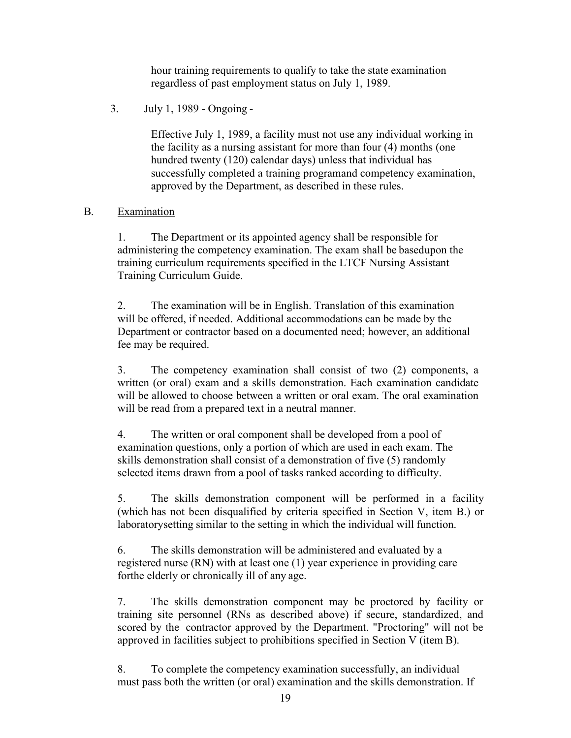hour training requirements to qualify to take the state examination regardless of past employment status on July 1, 1989.

3. July 1, 1989 - Ongoing -

   Effective July 1, 1989, a facility must not use any individual working in the facility as a nursing assistant for more than four (4) months (one hundred twenty (120) calendar days) unless that individual has successfully completed a training programand competency examination, approved by the Department, as described in these rules.

B. Examination

1. The Department or its appointed agency shall be responsible for administering the competency examination. The exam shall be basedupon the training curriculum requirements specified in the LTCF Nursing Assistant Training Curriculum Guide.

2. The examination will be in English. Translation of this examination will be offered, if needed. Additional accommodations can be made by the Department or contractor based on a documented need; however, an additional fee may be required.

3. The competency examination shall consist of two (2) components, a written (or oral) exam and a skills demonstration. Each examination candidate will be allowed to choose between a written or oral exam. The oral examination will be read from a prepared text in a neutral manner.

4. The written or oral component shall be developed from a pool of examination questions, only a portion of which are used in each exam. The skills demonstration shall consist of a demonstration of five (5) randomly selected items drawn from a pool of tasks ranked according to difficulty.

5. The skills demonstration component will be performed in a facility (which has not been disqualified by criteria specified in Section V, item B.) or laboratorysetting similar to the setting in which the individual will function.

6. The skills demonstration will be administered and evaluated by a registered nurse (RN) with at least one (1) year experience in providing care forthe elderly or chronically ill of any age.

7. The skills demonstration component may be proctored by facility or training site personnel (RNs as described above) if secure, standardized, and scored by the contractor approved by the Department. "Proctoring" will not be approved in facilities subject to prohibitions specified in Section V (item B).

8. To complete the competency examination successfully, an individual must pass both the written (or oral) examination and the skills demonstration. If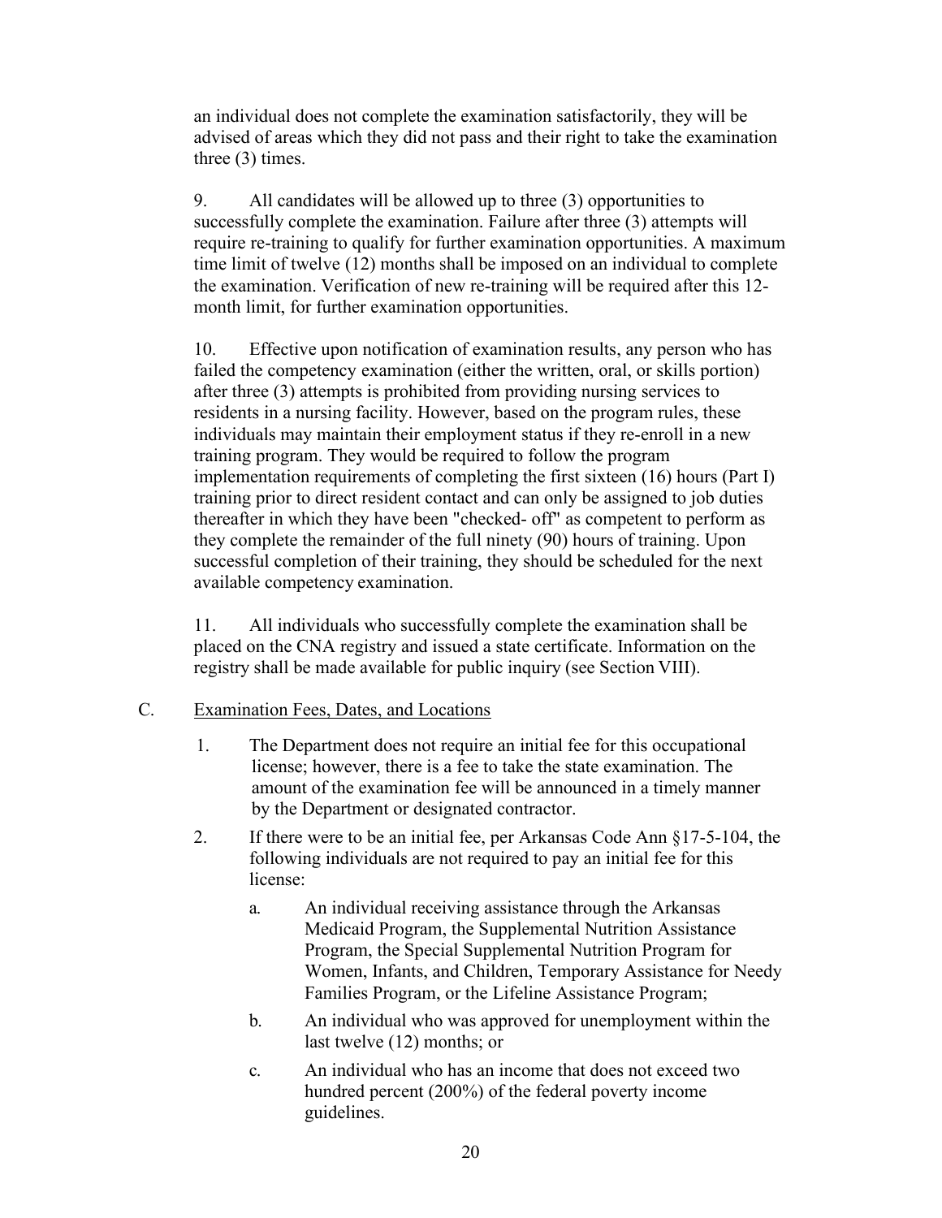an individual does not complete the examination satisfactorily, they will be advised of areas which they did not pass and their right to take the examination three (3) times.

9. All candidates will be allowed up to three (3) opportunities to successfully complete the examination. Failure after three (3) attempts will require re-training to qualify for further examination opportunities. A maximum time limit of twelve (12) months shall be imposed on an individual to complete the examination. Verification of new re-training will be required after this 12-month limit, for further examination opportunities.

10. Effective upon notification of examination results, any person who has failed the competency examination (either the written, oral, or skills portion) after three (3) attempts is prohibited from providing nursing services to residents in a nursing facility. However, based on the program rules, these individuals may maintain their employment status if they re-enroll in a new training program. They would be required to follow the program implementation requirements of completing the first sixteen (16) hours (Part I) training prior to direct resident contact and can only be assigned to job duties thereafter in which they have been "checked- off" as competent to perform as they complete the remainder of the full ninety (90) hours of training. Upon successful completion of their training, they should be scheduled for the next available competency examination.

11. All individuals who successfully complete the examination shall be placed on the CNA registry and issued a state certificate. Information on the registry shall be made available for public inquiry (see Section VIII).

C. <u>Examination Fees, Dates, and Locations</u>

1. The Department does not require an initial fee for this occupational license; however, there is a fee to take the state examination. The amount of the examination fee will be announced in a timely manner by the Department or designated contractor.

2. If there were to be an initial fee, per Arkansas Code Ann §17-5-104, the following individuals are not required to pay an initial fee for this license:

   a. An individual receiving assistance through the Arkansas Medicaid Program, the Supplemental Nutrition Assistance Program, the Special Supplemental Nutrition Program for Women, Infants, and Children, Temporary Assistance for Needy Families Program, or the Lifeline Assistance Program;

   b. An individual who was approved for unemployment within the last twelve (12) months; or

   c. An individual who has an income that does not exceed two hundred percent (200%) of the federal poverty income guidelines.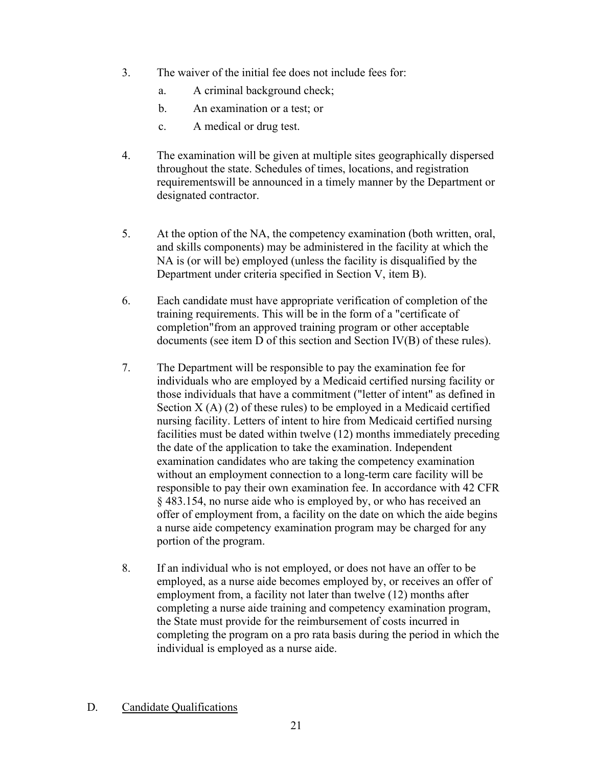3. The waiver of the initial fee does not include fees for:
   a. A criminal background check;
   b. An examination or a test; or
   c. A medical or drug test.

4. The examination will be given at multiple sites geographically dispersed throughout the state. Schedules of times, locations, and registration requirementswill be announced in a timely manner by the Department or designated contractor.

5. At the option of the NA, the competency examination (both written, oral, and skills components) may be administered in the facility at which the NA is (or will be) employed (unless the facility is disqualified by the Department under criteria specified in Section V, item B).

6. Each candidate must have appropriate verification of completion of the training requirements. This will be in the form of a "certificate of completion"from an approved training program or other acceptable documents (see item D of this section and Section IV(B) of these rules).

7. The Department will be responsible to pay the examination fee for individuals who are employed by a Medicaid certified nursing facility or those individuals that have a commitment ("letter of intent" as defined in Section X (A) (2) of these rules) to be employed in a Medicaid certified nursing facility. Letters of intent to hire from Medicaid certified nursing facilities must be dated within twelve (12) months immediately preceding the date of the application to take the examination. Independent examination candidates who are taking the competency examination without an employment connection to a long-term care facility will be responsible to pay their own examination fee. In accordance with 42 CFR § 483.154, no nurse aide who is employed by, or who has received an offer of employment from, a facility on the date on which the aide begins a nurse aide competency examination program may be charged for any portion of the program.

8. If an individual who is not employed, or does not have an offer to be employed, as a nurse aide becomes employed by, or receives an offer of employment from, a facility not later than twelve (12) months after completing a nurse aide training and competency examination program, the State must provide for the reimbursement of costs incurred in completing the program on a pro rata basis during the period in which the individual is employed as a nurse aide.

D. Candidate Qualifications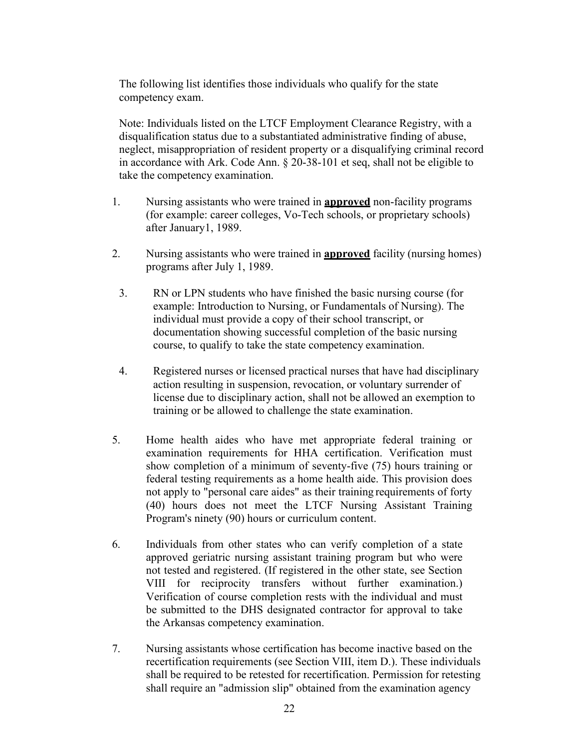The following list identifies those individuals who qualify for the state competency exam.

Note: Individuals listed on the LTCF Employment Clearance Registry, with a disqualification status due to a substantiated administrative finding of abuse, neglect, misappropriation of resident property or a disqualifying criminal record in accordance with Ark. Code Ann. § 20-38-101 et seq, shall not be eligible to take the competency examination.

1. Nursing assistants who were trained in **approved** non-facility programs (for example: career colleges, Vo-Tech schools, or proprietary schools) after January1, 1989.

2. Nursing assistants who were trained in **approved** facility (nursing homes) programs after July 1, 1989.

3. RN or LPN students who have finished the basic nursing course (for example: Introduction to Nursing, or Fundamentals of Nursing). The individual must provide a copy of their school transcript, or documentation showing successful completion of the basic nursing course, to qualify to take the state competency examination.

4. Registered nurses or licensed practical nurses that have had disciplinary action resulting in suspension, revocation, or voluntary surrender of license due to disciplinary action, shall not be allowed an exemption to training or be allowed to challenge the state examination.

5. Home health aides who have met appropriate federal training or examination requirements for HHA certification. Verification must show completion of a minimum of seventy-five (75) hours training or federal testing requirements as a home health aide. This provision does not apply to "personal care aides" as their training requirements of forty (40) hours does not meet the LTCF Nursing Assistant Training Program's ninety (90) hours or curriculum content.

6. Individuals from other states who can verify completion of a state approved geriatric nursing assistant training program but who were not tested and registered. (If registered in the other state, see Section VIII for reciprocity transfers without further examination.) Verification of course completion rests with the individual and must be submitted to the DHS designated contractor for approval to take the Arkansas competency examination.

7. Nursing assistants whose certification has become inactive based on the recertification requirements (see Section VIII, item D.). These individuals shall be required to be retested for recertification. Permission for retesting shall require an "admission slip" obtained from the examination agency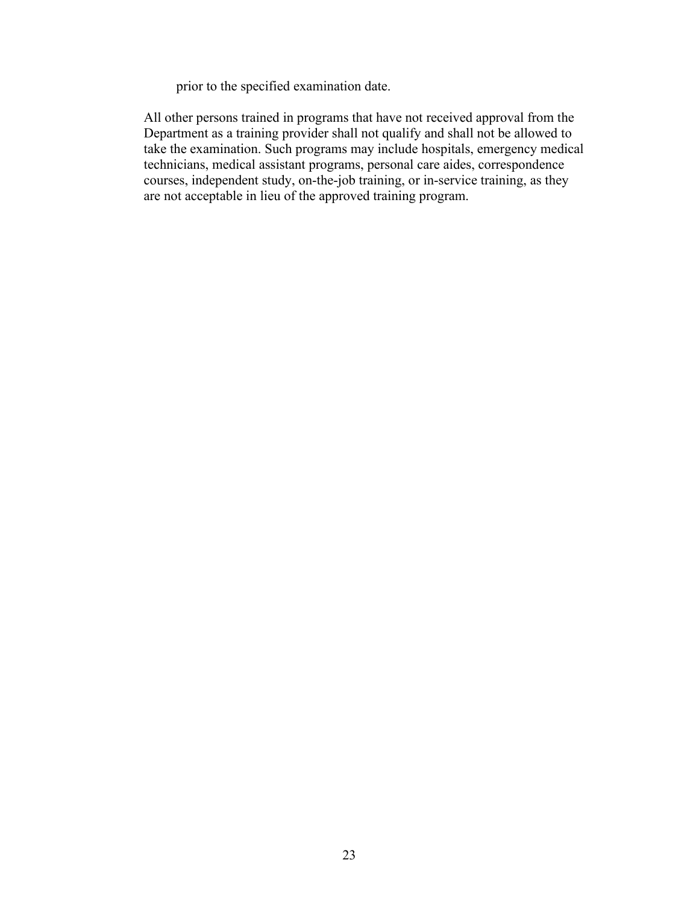prior to the specified examination date.

All other persons trained in programs that have not received approval from the Department as a training provider shall not qualify and shall not be allowed to take the examination. Such programs may include hospitals, emergency medical technicians, medical assistant programs, personal care aides, correspondence courses, independent study, on-the-job training, or in-service training, as they are not acceptable in lieu of the approved training program.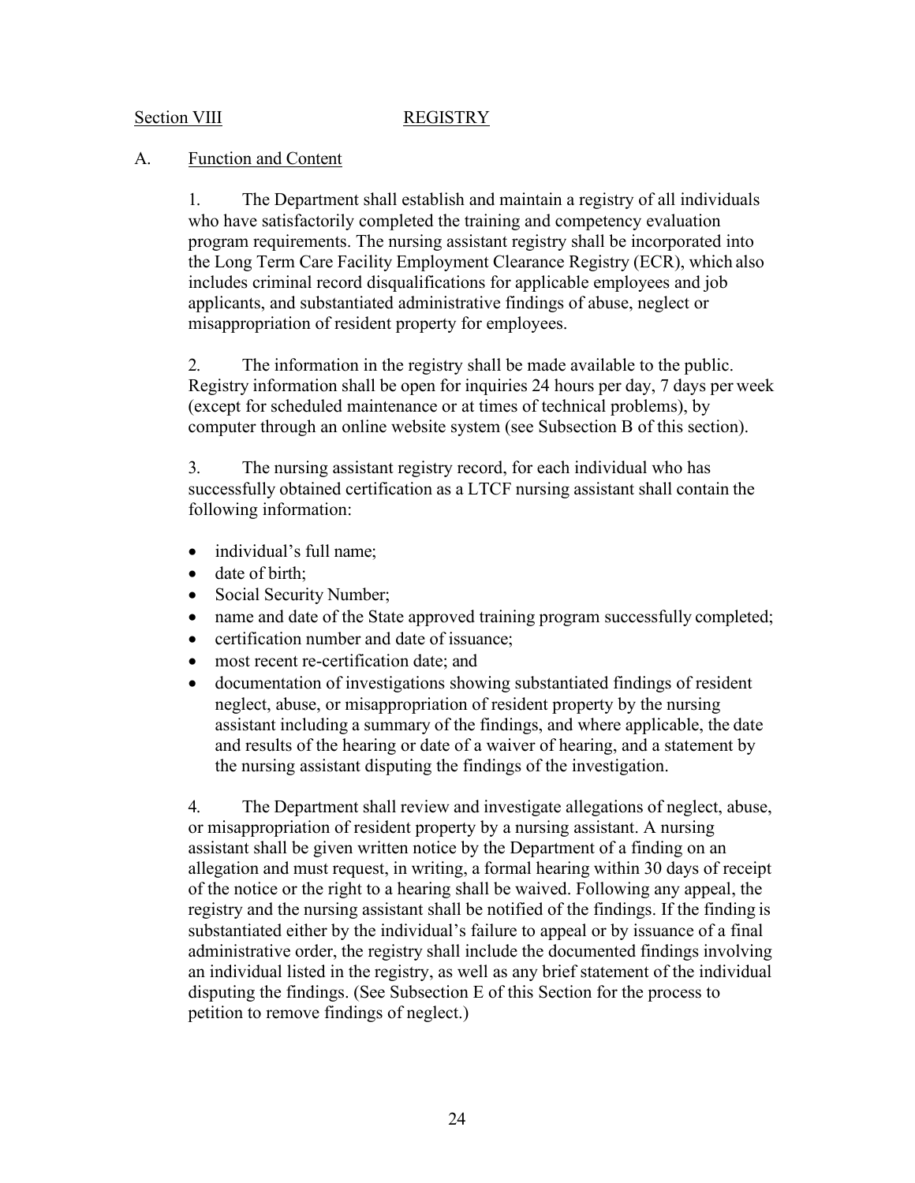## Section VIII REGISTRY

### A. Function and Content

1. The Department shall establish and maintain a registry of all individuals who have satisfactorily completed the training and competency evaluation program requirements. The nursing assistant registry shall be incorporated into the Long Term Care Facility Employment Clearance Registry (ECR), which also includes criminal record disqualifications for applicable employees and job applicants, and substantiated administrative findings of abuse, neglect or misappropriation of resident property for employees.

2. The information in the registry shall be made available to the public. Registry information shall be open for inquiries 24 hours per day, 7 days per week (except for scheduled maintenance or at times of technical problems), by computer through an online website system (see Subsection B of this section).

3. The nursing assistant registry record, for each individual who has successfully obtained certification as a LTCF nursing assistant shall contain the following information:

- individual's full name;
- date of birth;
- Social Security Number;
- name and date of the State approved training program successfully completed;
- certification number and date of issuance;
- most recent re-certification date; and
- documentation of investigations showing substantiated findings of resident neglect, abuse, or misappropriation of resident property by the nursing assistant including a summary of the findings, and where applicable, the date and results of the hearing or date of a waiver of hearing, and a statement by the nursing assistant disputing the findings of the investigation.

4. The Department shall review and investigate allegations of neglect, abuse, or misappropriation of resident property by a nursing assistant. A nursing assistant shall be given written notice by the Department of a finding on an allegation and must request, in writing, a formal hearing within 30 days of receipt of the notice or the right to a hearing shall be waived. Following any appeal, the registry and the nursing assistant shall be notified of the findings. If the finding is substantiated either by the individual's failure to appeal or by issuance of a final administrative order, the registry shall include the documented findings involving an individual listed in the registry, as well as any brief statement of the individual disputing the findings. (See Subsection E of this Section for the process to petition to remove findings of neglect.)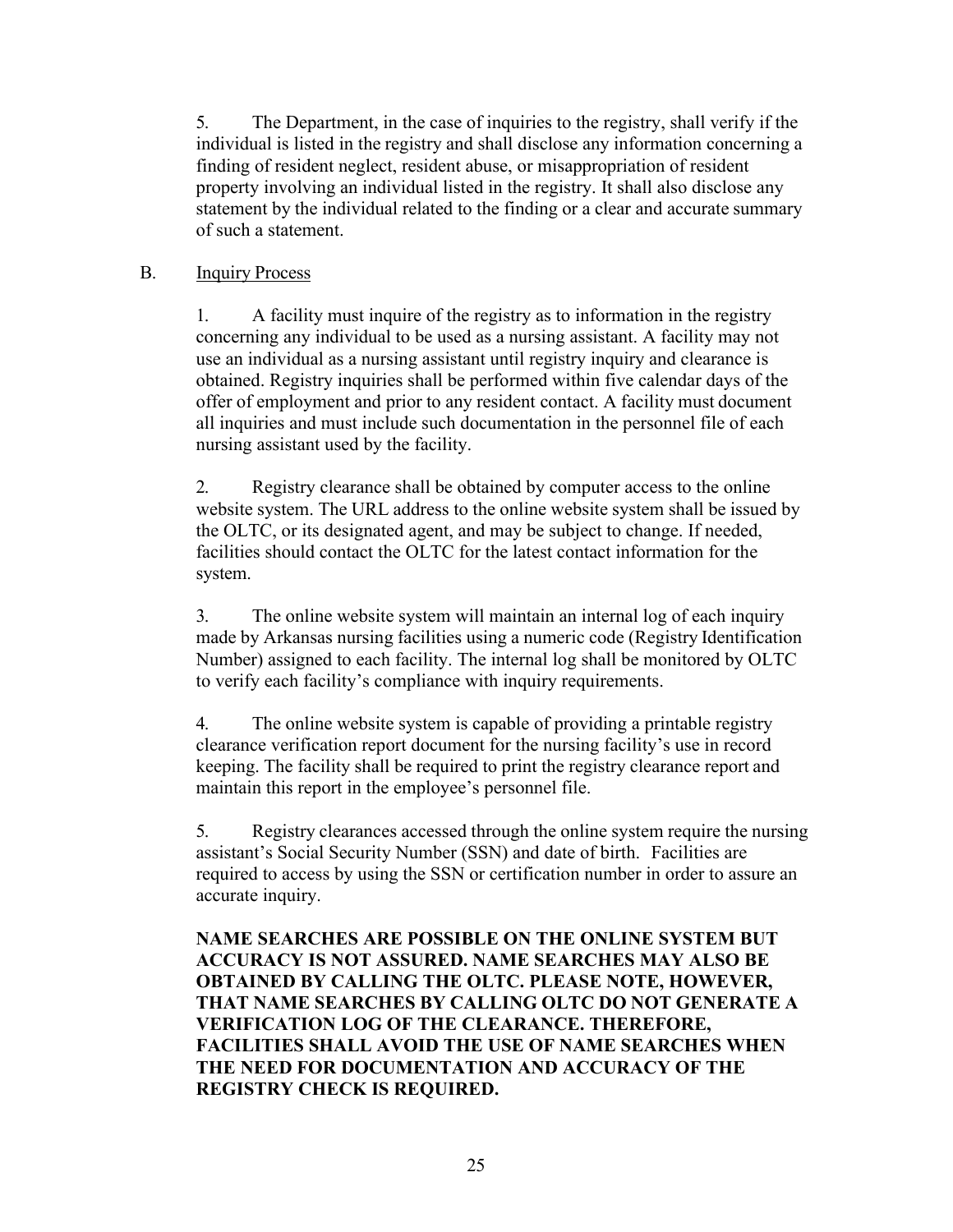5. The Department, in the case of inquiries to the registry, shall verify if the individual is listed in the registry and shall disclose any information concerning a finding of resident neglect, resident abuse, or misappropriation of resident property involving an individual listed in the registry. It shall also disclose any statement by the individual related to the finding or a clear and accurate summary of such a statement.

B. Inquiry Process

1. A facility must inquire of the registry as to information in the registry concerning any individual to be used as a nursing assistant. A facility may not use an individual as a nursing assistant until registry inquiry and clearance is obtained. Registry inquiries shall be performed within five calendar days of the offer of employment and prior to any resident contact. A facility must document all inquiries and must include such documentation in the personnel file of each nursing assistant used by the facility.

2. Registry clearance shall be obtained by computer access to the online website system. The URL address to the online website system shall be issued by the OLTC, or its designated agent, and may be subject to change. If needed, facilities should contact the OLTC for the latest contact information for the system.

3. The online website system will maintain an internal log of each inquiry made by Arkansas nursing facilities using a numeric code (Registry Identification Number) assigned to each facility. The internal log shall be monitored by OLTC to verify each facility's compliance with inquiry requirements.

4. The online website system is capable of providing a printable registry clearance verification report document for the nursing facility's use in record keeping. The facility shall be required to print the registry clearance report and maintain this report in the employee's personnel file.

5. Registry clearances accessed through the online system require the nursing assistant's Social Security Number (SSN) and date of birth. Facilities are required to access by using the SSN or certification number in order to assure an accurate inquiry.

**NAME SEARCHES ARE POSSIBLE ON THE ONLINE SYSTEM BUT ACCURACY IS NOT ASSURED. NAME SEARCHES MAY ALSO BE OBTAINED BY CALLING THE OLTC. PLEASE NOTE, HOWEVER, THAT NAME SEARCHES BY CALLING OLTC DO NOT GENERATE A VERIFICATION LOG OF THE CLEARANCE. THEREFORE, FACILITIES SHALL AVOID THE USE OF NAME SEARCHES WHEN THE NEED FOR DOCUMENTATION AND ACCURACY OF THE REGISTRY CHECK IS REQUIRED.**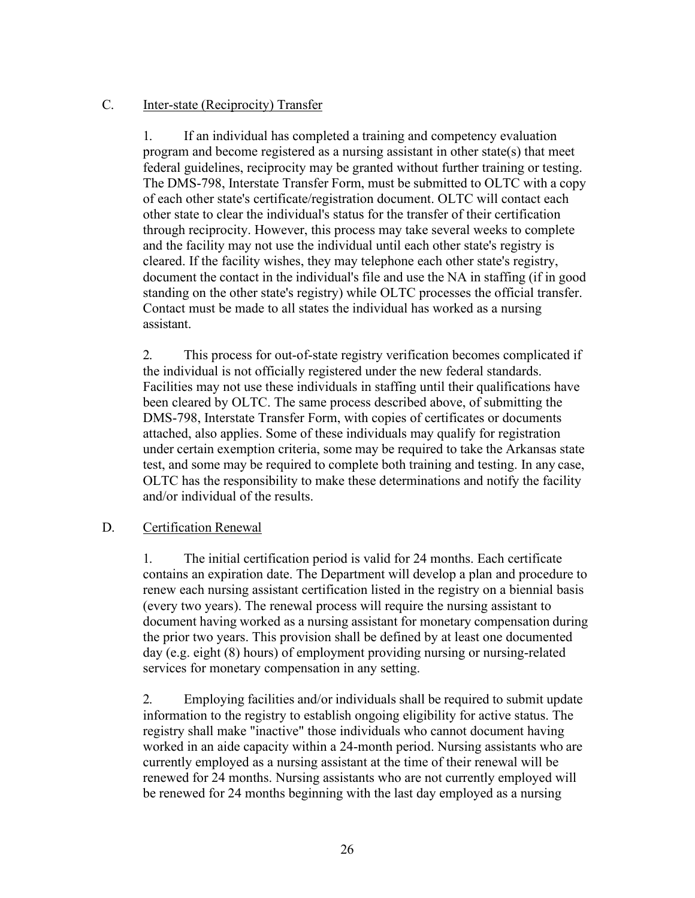C. <u>Inter-state (Reciprocity) Transfer</u>

1. If an individual has completed a training and competency evaluation program and become registered as a nursing assistant in other state(s) that meet federal guidelines, reciprocity may be granted without further training or testing. The DMS-798, Interstate Transfer Form, must be submitted to OLTC with a copy of each other state's certificate/registration document. OLTC will contact each other state to clear the individual's status for the transfer of their certification through reciprocity. However, this process may take several weeks to complete and the facility may not use the individual until each other state's registry is cleared. If the facility wishes, they may telephone each other state's registry, document the contact in the individual's file and use the NA in staffing (if in good standing on the other state's registry) while OLTC processes the official transfer. Contact must be made to all states the individual has worked as a nursing assistant.

2. This process for out-of-state registry verification becomes complicated if the individual is not officially registered under the new federal standards. Facilities may not use these individuals in staffing until their qualifications have been cleared by OLTC. The same process described above, of submitting the DMS-798, Interstate Transfer Form, with copies of certificates or documents attached, also applies. Some of these individuals may qualify for registration under certain exemption criteria, some may be required to take the Arkansas state test, and some may be required to complete both training and testing. In any case, OLTC has the responsibility to make these determinations and notify the facility and/or individual of the results.

D. <u>Certification Renewal</u>

1. The initial certification period is valid for 24 months. Each certificate contains an expiration date. The Department will develop a plan and procedure to renew each nursing assistant certification listed in the registry on a biennial basis (every two years). The renewal process will require the nursing assistant to document having worked as a nursing assistant for monetary compensation during the prior two years. This provision shall be defined by at least one documented day (e.g. eight (8) hours) of employment providing nursing or nursing-related services for monetary compensation in any setting.

2. Employing facilities and/or individuals shall be required to submit update information to the registry to establish ongoing eligibility for active status. The registry shall make "inactive" those individuals who cannot document having worked in an aide capacity within a 24-month period. Nursing assistants who are currently employed as a nursing assistant at the time of their renewal will be renewed for 24 months. Nursing assistants who are not currently employed will be renewed for 24 months beginning with the last day employed as a nursing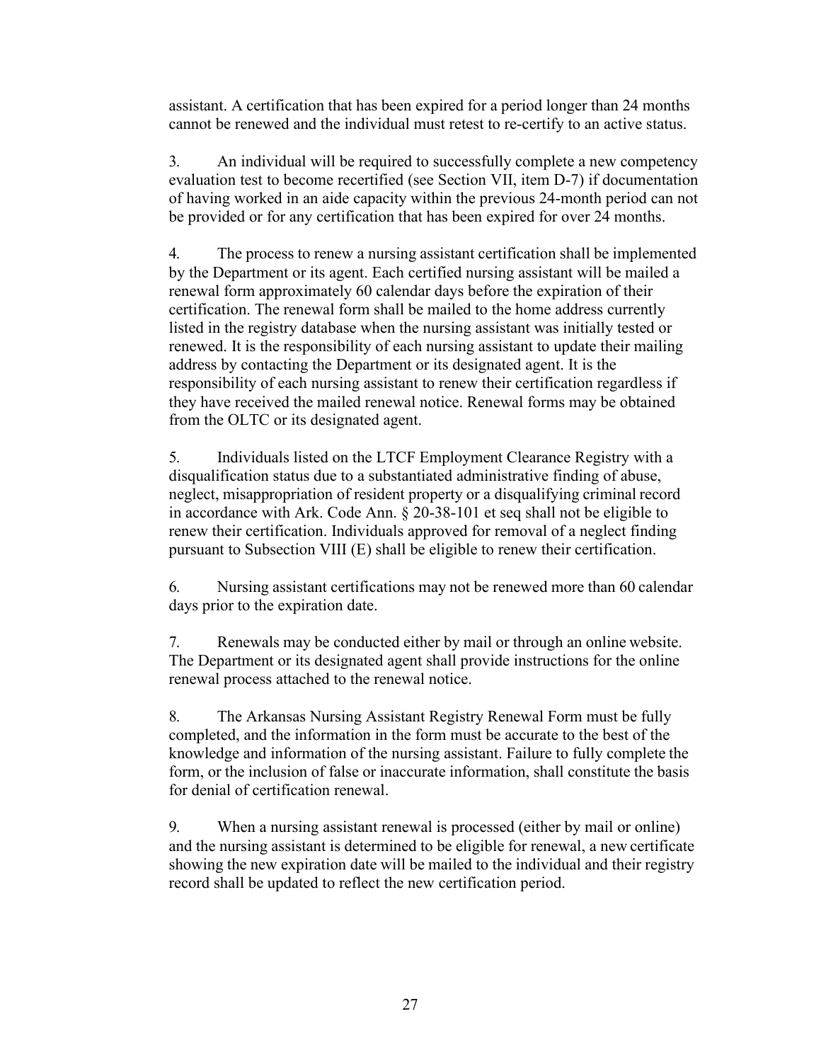assistant. A certification that has been expired for a period longer than 24 months cannot be renewed and the individual must retest to re-certify to an active status.

3. An individual will be required to successfully complete a new competency evaluation test to become recertified (see Section VII, item D-7) if documentation of having worked in an aide capacity within the previous 24-month period can not be provided or for any certification that has been expired for over 24 months.

4. The process to renew a nursing assistant certification shall be implemented by the Department or its agent. Each certified nursing assistant will be mailed a renewal form approximately 60 calendar days before the expiration of their certification. The renewal form shall be mailed to the home address currently listed in the registry database when the nursing assistant was initially tested or renewed. It is the responsibility of each nursing assistant to update their mailing address by contacting the Department or its designated agent. It is the responsibility of each nursing assistant to renew their certification regardless if they have received the mailed renewal notice. Renewal forms may be obtained from the OLTC or its designated agent.

5. Individuals listed on the LTCF Employment Clearance Registry with a disqualification status due to a substantiated administrative finding of abuse, neglect, misappropriation of resident property or a disqualifying criminal record in accordance with Ark. Code Ann. § 20-38-101 et seq shall not be eligible to renew their certification. Individuals approved for removal of a neglect finding pursuant to Subsection VIII (E) shall be eligible to renew their certification.

6. Nursing assistant certifications may not be renewed more than 60 calendar days prior to the expiration date.

7. Renewals may be conducted either by mail or through an online website. The Department or its designated agent shall provide instructions for the online renewal process attached to the renewal notice.

8. The Arkansas Nursing Assistant Registry Renewal Form must be fully completed, and the information in the form must be accurate to the best of the knowledge and information of the nursing assistant. Failure to fully complete the form, or the inclusion of false or inaccurate information, shall constitute the basis for denial of certification renewal.

9. When a nursing assistant renewal is processed (either by mail or online) and the nursing assistant is determined to be eligible for renewal, a new certificate showing the new expiration date will be mailed to the individual and their registry record shall be updated to reflect the new certification period.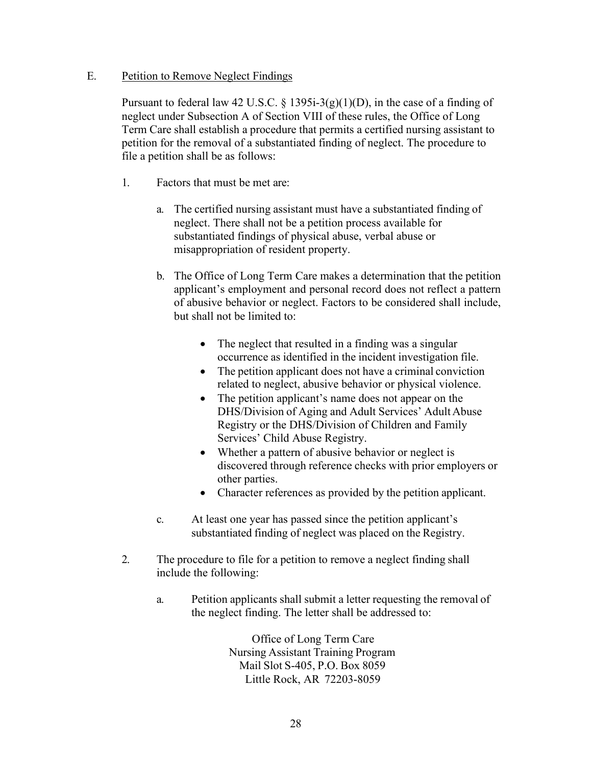E. Petition to Remove Neglect Findings

Pursuant to federal law 42 U.S.C. § 1395i-3(g)(1)(D), in the case of a finding of neglect under Subsection A of Section VIII of these rules, the Office of Long Term Care shall establish a procedure that permits a certified nursing assistant to petition for the removal of a substantiated finding of neglect. The procedure to file a petition shall be as follows:

1. Factors that must be met are:

   a. The certified nursing assistant must have a substantiated finding of neglect. There shall not be a petition process available for substantiated findings of physical abuse, verbal abuse or misappropriation of resident property.

   b. The Office of Long Term Care makes a determination that the petition applicant's employment and personal record does not reflect a pattern of abusive behavior or neglect. Factors to be considered shall include, but shall not be limited to:

      - The neglect that resulted in a finding was a singular occurrence as identified in the incident investigation file.
      - The petition applicant does not have a criminal conviction related to neglect, abusive behavior or physical violence.
      - The petition applicant's name does not appear on the DHS/Division of Aging and Adult Services' Adult Abuse Registry or the DHS/Division of Children and Family Services' Child Abuse Registry.
      - Whether a pattern of abusive behavior or neglect is discovered through reference checks with prior employers or other parties.
      - Character references as provided by the petition applicant.

   c. At least one year has passed since the petition applicant's substantiated finding of neglect was placed on the Registry.

2. The procedure to file for a petition to remove a neglect finding shall include the following:

   a. Petition applicants shall submit a letter requesting the removal of the neglect finding. The letter shall be addressed to:

      Office of Long Term Care
      Nursing Assistant Training Program
      Mail Slot S-405, P.O. Box 8059
      Little Rock, AR 72203-8059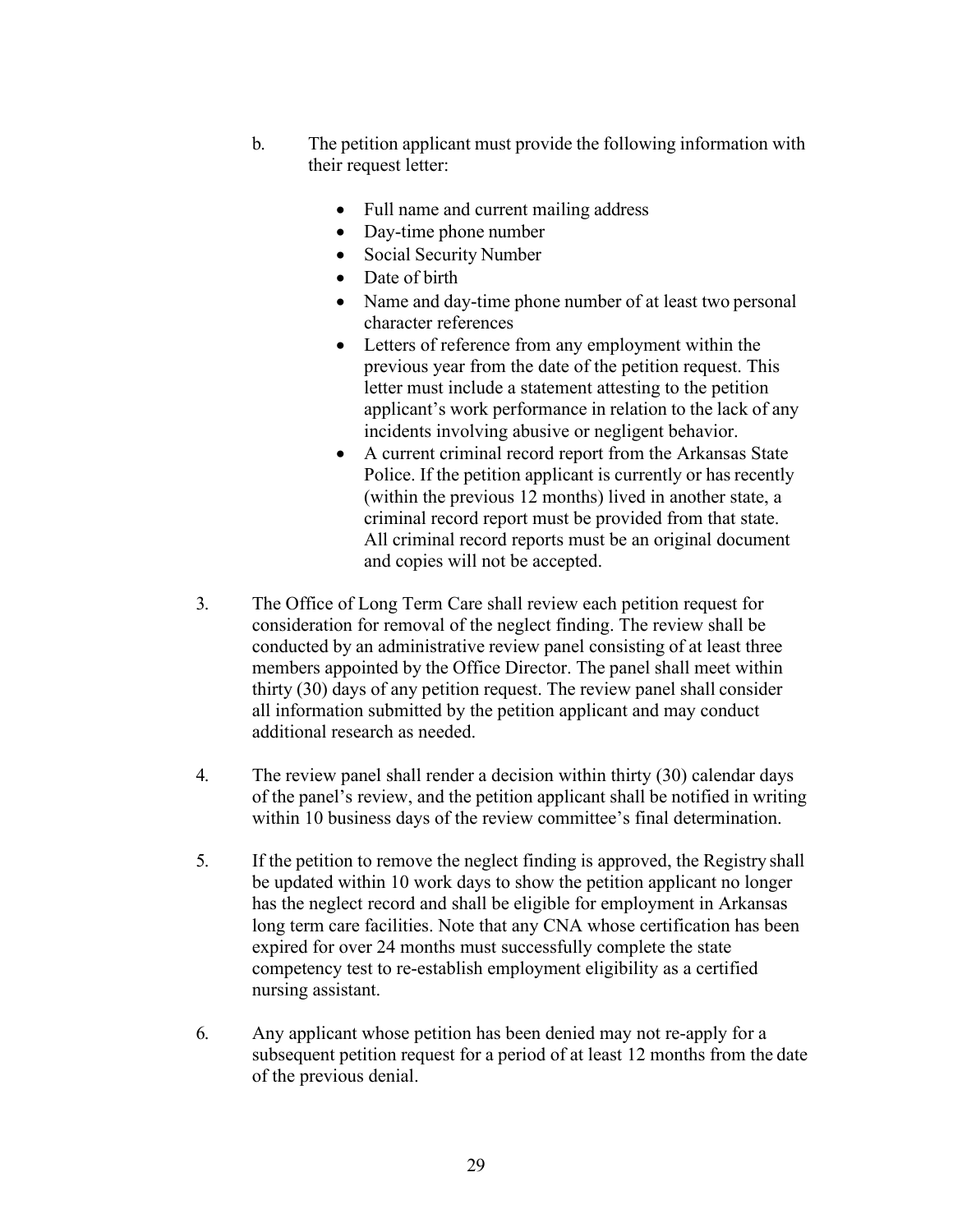b. The petition applicant must provide the following information with their request letter:

- Full name and current mailing address
- Day-time phone number
- Social Security Number
- Date of birth
- Name and day-time phone number of at least two personal character references
- Letters of reference from any employment within the previous year from the date of the petition request. This letter must include a statement attesting to the petition applicant's work performance in relation to the lack of any incidents involving abusive or negligent behavior.
- A current criminal record report from the Arkansas State Police. If the petition applicant is currently or has recently (within the previous 12 months) lived in another state, a criminal record report must be provided from that state. All criminal record reports must be an original document and copies will not be accepted.

3. The Office of Long Term Care shall review each petition request for consideration for removal of the neglect finding. The review shall be conducted by an administrative review panel consisting of at least three members appointed by the Office Director. The panel shall meet within thirty (30) days of any petition request. The review panel shall consider all information submitted by the petition applicant and may conduct additional research as needed.

4. The review panel shall render a decision within thirty (30) calendar days of the panel's review, and the petition applicant shall be notified in writing within 10 business days of the review committee's final determination.

5. If the petition to remove the neglect finding is approved, the Registry shall be updated within 10 work days to show the petition applicant no longer has the neglect record and shall be eligible for employment in Arkansas long term care facilities. Note that any CNA whose certification has been expired for over 24 months must successfully complete the state competency test to re-establish employment eligibility as a certified nursing assistant.

6. Any applicant whose petition has been denied may not re-apply for a subsequent petition request for a period of at least 12 months from the date of the previous denial.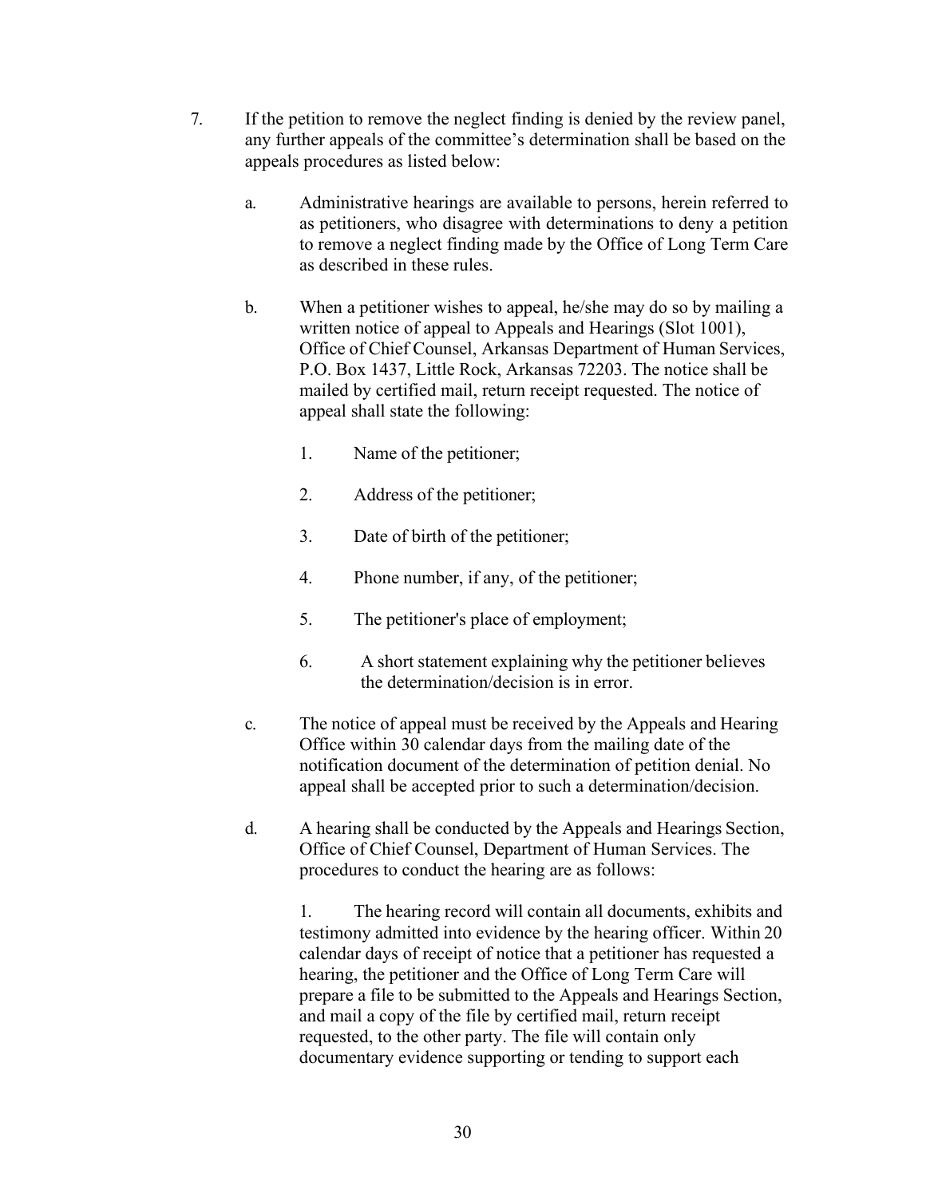7. If the petition to remove the neglect finding is denied by the review panel, any further appeals of the committee's determination shall be based on the appeals procedures as listed below:

   a. Administrative hearings are available to persons, herein referred to as petitioners, who disagree with determinations to deny a petition to remove a neglect finding made by the Office of Long Term Care as described in these rules.

   b. When a petitioner wishes to appeal, he/she may do so by mailing a written notice of appeal to Appeals and Hearings (Slot 1001), Office of Chief Counsel, Arkansas Department of Human Services, P.O. Box 1437, Little Rock, Arkansas 72203. The notice shall be mailed by certified mail, return receipt requested. The notice of appeal shall state the following:

      1. Name of the petitioner;

      2. Address of the petitioner;

      3. Date of birth of the petitioner;

      4. Phone number, if any, of the petitioner;

      5. The petitioner's place of employment;

      6. A short statement explaining why the petitioner believes the determination/decision is in error.

   c. The notice of appeal must be received by the Appeals and Hearing Office within 30 calendar days from the mailing date of the notification document of the determination of petition denial. No appeal shall be accepted prior to such a determination/decision.

   d. A hearing shall be conducted by the Appeals and Hearings Section, Office of Chief Counsel, Department of Human Services. The procedures to conduct the hearing are as follows:

      1. The hearing record will contain all documents, exhibits and testimony admitted into evidence by the hearing officer. Within 20 calendar days of receipt of notice that a petitioner has requested a hearing, the petitioner and the Office of Long Term Care will prepare a file to be submitted to the Appeals and Hearings Section, and mail a copy of the file by certified mail, return receipt requested, to the other party. The file will contain only documentary evidence supporting or tending to support each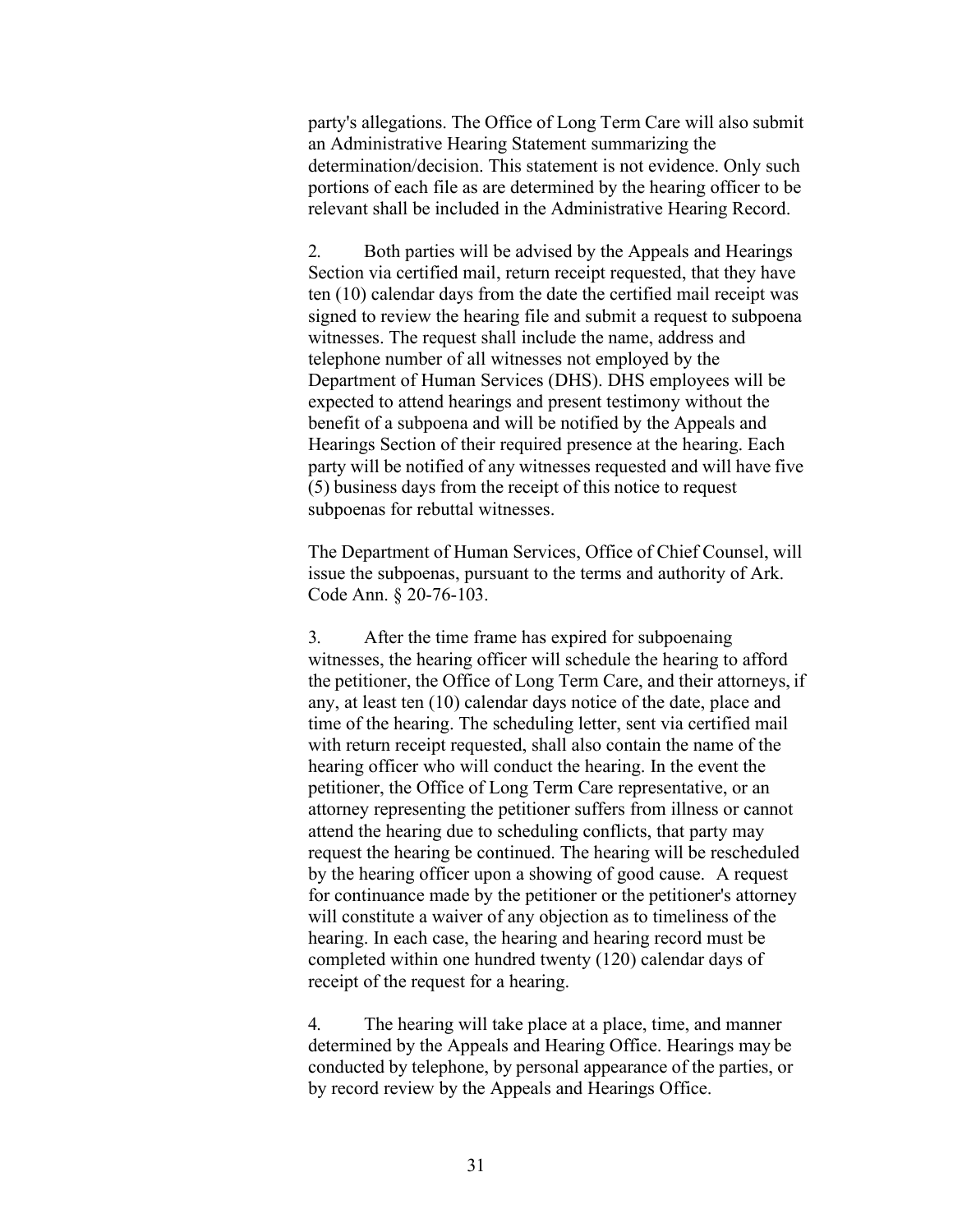party's allegations. The Office of Long Term Care will also submit an Administrative Hearing Statement summarizing the determination/decision. This statement is not evidence. Only such portions of each file as are determined by the hearing officer to be relevant shall be included in the Administrative Hearing Record.

2. Both parties will be advised by the Appeals and Hearings Section via certified mail, return receipt requested, that they have ten (10) calendar days from the date the certified mail receipt was signed to review the hearing file and submit a request to subpoena witnesses. The request shall include the name, address and telephone number of all witnesses not employed by the Department of Human Services (DHS). DHS employees will be expected to attend hearings and present testimony without the benefit of a subpoena and will be notified by the Appeals and Hearings Section of their required presence at the hearing. Each party will be notified of any witnesses requested and will have five (5) business days from the receipt of this notice to request subpoenas for rebuttal witnesses.

The Department of Human Services, Office of Chief Counsel, will issue the subpoenas, pursuant to the terms and authority of Ark. Code Ann. § 20-76-103.

3. After the time frame has expired for subpoenaing witnesses, the hearing officer will schedule the hearing to afford the petitioner, the Office of Long Term Care, and their attorneys, if any, at least ten (10) calendar days notice of the date, place and time of the hearing. The scheduling letter, sent via certified mail with return receipt requested, shall also contain the name of the hearing officer who will conduct the hearing. In the event the petitioner, the Office of Long Term Care representative, or an attorney representing the petitioner suffers from illness or cannot attend the hearing due to scheduling conflicts, that party may request the hearing be continued. The hearing will be rescheduled by the hearing officer upon a showing of good cause. A request for continuance made by the petitioner or the petitioner's attorney will constitute a waiver of any objection as to timeliness of the hearing. In each case, the hearing and hearing record must be completed within one hundred twenty (120) calendar days of receipt of the request for a hearing.

4. The hearing will take place at a place, time, and manner determined by the Appeals and Hearing Office. Hearings may be conducted by telephone, by personal appearance of the parties, or by record review by the Appeals and Hearings Office.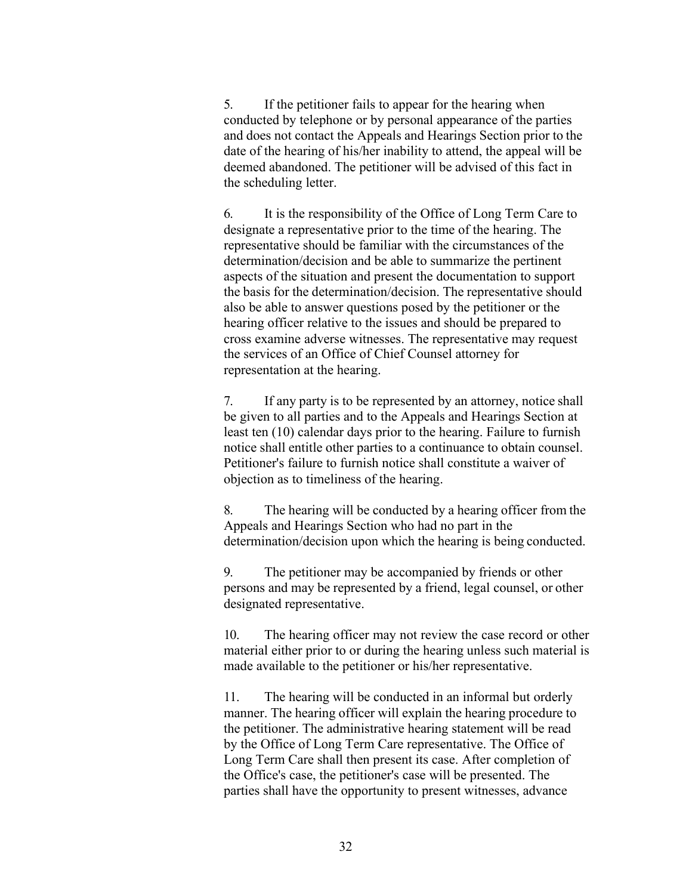5. If the petitioner fails to appear for the hearing when conducted by telephone or by personal appearance of the parties and does not contact the Appeals and Hearings Section prior to the date of the hearing of his/her inability to attend, the appeal will be deemed abandoned. The petitioner will be advised of this fact in the scheduling letter.

6. It is the responsibility of the Office of Long Term Care to designate a representative prior to the time of the hearing. The representative should be familiar with the circumstances of the determination/decision and be able to summarize the pertinent aspects of the situation and present the documentation to support the basis for the determination/decision. The representative should also be able to answer questions posed by the petitioner or the hearing officer relative to the issues and should be prepared to cross examine adverse witnesses. The representative may request the services of an Office of Chief Counsel attorney for representation at the hearing.

7. If any party is to be represented by an attorney, notice shall be given to all parties and to the Appeals and Hearings Section at least ten (10) calendar days prior to the hearing. Failure to furnish notice shall entitle other parties to a continuance to obtain counsel. Petitioner's failure to furnish notice shall constitute a waiver of objection as to timeliness of the hearing.

8. The hearing will be conducted by a hearing officer from the Appeals and Hearings Section who had no part in the determination/decision upon which the hearing is being conducted.

9. The petitioner may be accompanied by friends or other persons and may be represented by a friend, legal counsel, or other designated representative.

10. The hearing officer may not review the case record or other material either prior to or during the hearing unless such material is made available to the petitioner or his/her representative.

11. The hearing will be conducted in an informal but orderly manner. The hearing officer will explain the hearing procedure to the petitioner. The administrative hearing statement will be read by the Office of Long Term Care representative. The Office of Long Term Care shall then present its case. After completion of the Office's case, the petitioner's case will be presented. The parties shall have the opportunity to present witnesses, advance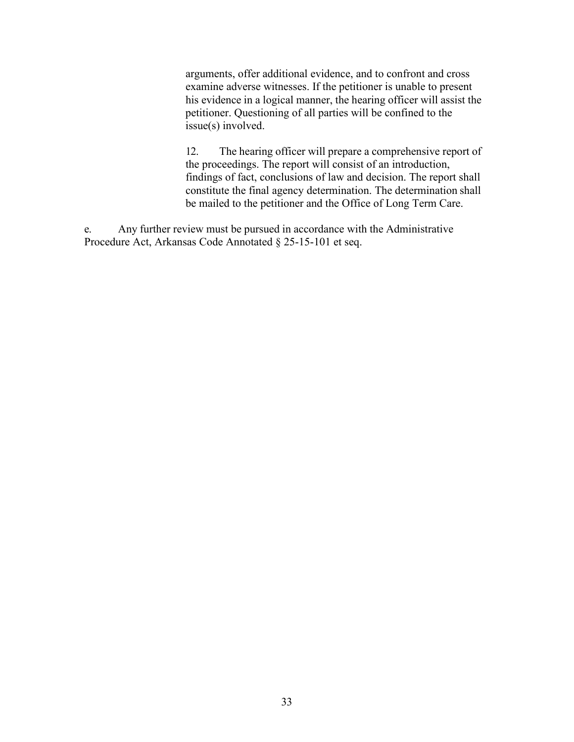arguments, offer additional evidence, and to confront and cross examine adverse witnesses. If the petitioner is unable to present his evidence in a logical manner, the hearing officer will assist the petitioner. Questioning of all parties will be confined to the issue(s) involved.

12. The hearing officer will prepare a comprehensive report of the proceedings. The report will consist of an introduction, findings of fact, conclusions of law and decision. The report shall constitute the final agency determination. The determination shall be mailed to the petitioner and the Office of Long Term Care.

e. Any further review must be pursued in accordance with the Administrative Procedure Act, Arkansas Code Annotated § 25-15-101 et seq.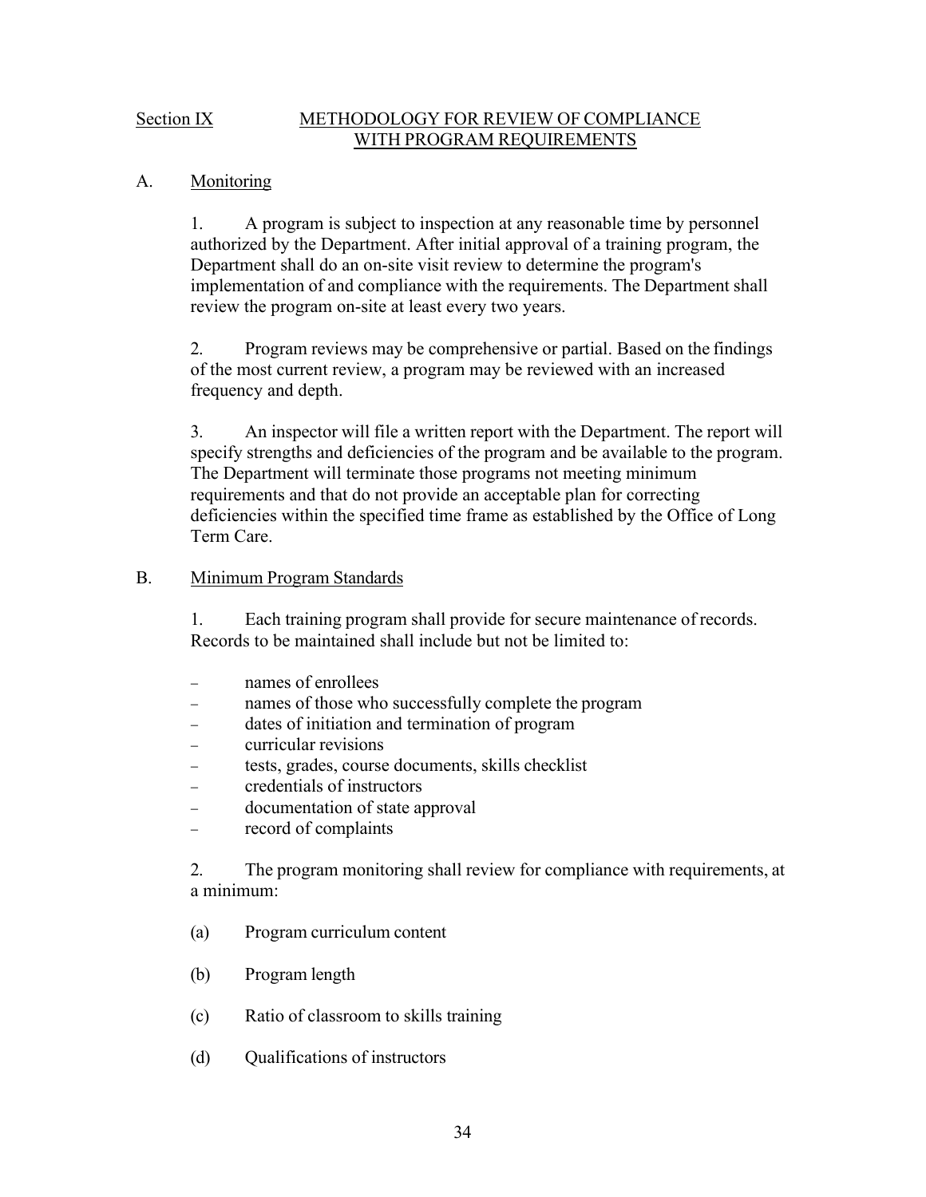## Section IX METHODOLOGY FOR REVIEW OF COMPLIANCE WITH PROGRAM REQUIREMENTS

### A. Monitoring

1. A program is subject to inspection at any reasonable time by personnel authorized by the Department. After initial approval of a training program, the Department shall do an on-site visit review to determine the program's implementation of and compliance with the requirements. The Department shall review the program on-site at least every two years.

2. Program reviews may be comprehensive or partial. Based on the findings of the most current review, a program may be reviewed with an increased frequency and depth.

3. An inspector will file a written report with the Department. The report will specify strengths and deficiencies of the program and be available to the program. The Department will terminate those programs not meeting minimum requirements and that do not provide an acceptable plan for correcting deficiencies within the specified time frame as established by the Office of Long Term Care.

### B. Minimum Program Standards

1. Each training program shall provide for secure maintenance of records. Records to be maintained shall include but not be limited to:

- names of enrollees
- names of those who successfully complete the program
- dates of initiation and termination of program
- curricular revisions
- tests, grades, course documents, skills checklist
- credentials of instructors
- documentation of state approval
- record of complaints

2. The program monitoring shall review for compliance with requirements, at a minimum:

(a) Program curriculum content

(b) Program length

(c) Ratio of classroom to skills training

(d) Qualifications of instructors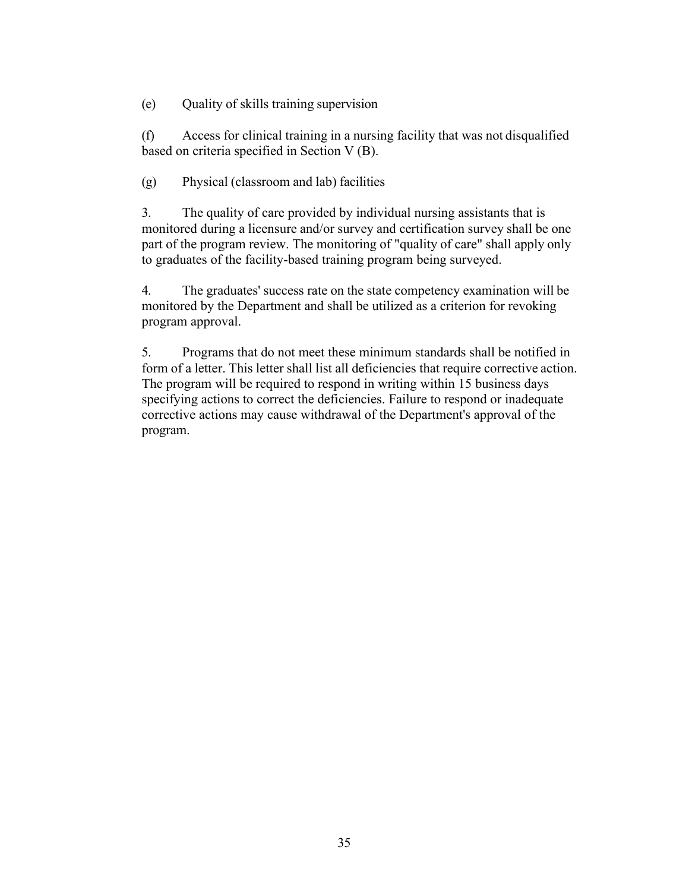(e) Quality of skills training supervision

(f) Access for clinical training in a nursing facility that was not disqualified based on criteria specified in Section V (B).

(g) Physical (classroom and lab) facilities

3. The quality of care provided by individual nursing assistants that is monitored during a licensure and/or survey and certification survey shall be one part of the program review. The monitoring of "quality of care" shall apply only to graduates of the facility-based training program being surveyed.

4. The graduates' success rate on the state competency examination will be monitored by the Department and shall be utilized as a criterion for revoking program approval.

5. Programs that do not meet these minimum standards shall be notified in form of a letter. This letter shall list all deficiencies that require corrective action. The program will be required to respond in writing within 15 business days specifying actions to correct the deficiencies. Failure to respond or inadequate corrective actions may cause withdrawal of the Department's approval of the program.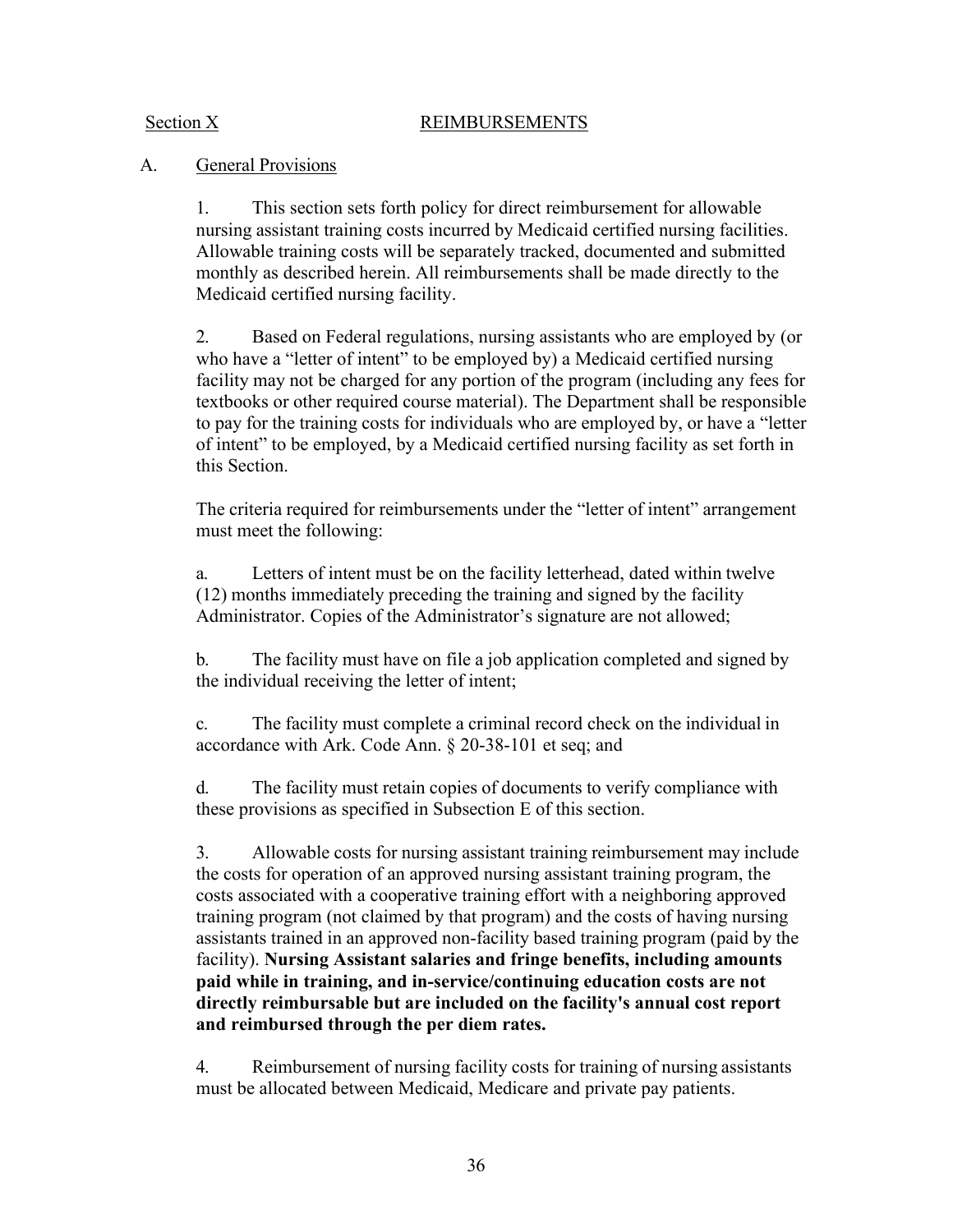Section X REIMBURSEMENTS

A. General Provisions

1. This section sets forth policy for direct reimbursement for allowable nursing assistant training costs incurred by Medicaid certified nursing facilities. Allowable training costs will be separately tracked, documented and submitted monthly as described herein. All reimbursements shall be made directly to the Medicaid certified nursing facility.

2. Based on Federal regulations, nursing assistants who are employed by (or who have a "letter of intent" to be employed by) a Medicaid certified nursing facility may not be charged for any portion of the program (including any fees for textbooks or other required course material). The Department shall be responsible to pay for the training costs for individuals who are employed by, or have a "letter of intent" to be employed, by a Medicaid certified nursing facility as set forth in this Section.

The criteria required for reimbursements under the "letter of intent" arrangement must meet the following:

a. Letters of intent must be on the facility letterhead, dated within twelve (12) months immediately preceding the training and signed by the facility Administrator. Copies of the Administrator's signature are not allowed;

b. The facility must have on file a job application completed and signed by the individual receiving the letter of intent;

c. The facility must complete a criminal record check on the individual in accordance with Ark. Code Ann. § 20-38-101 et seq; and

d. The facility must retain copies of documents to verify compliance with these provisions as specified in Subsection E of this section.

3. Allowable costs for nursing assistant training reimbursement may include the costs for operation of an approved nursing assistant training program, the costs associated with a cooperative training effort with a neighboring approved training program (not claimed by that program) and the costs of having nursing assistants trained in an approved non-facility based training program (paid by the facility). **Nursing Assistant salaries and fringe benefits, including amounts paid while in training, and in-service/continuing education costs are not directly reimbursable but are included on the facility's annual cost report and reimbursed through the per diem rates.**

4. Reimbursement of nursing facility costs for training of nursing assistants must be allocated between Medicaid, Medicare and private pay patients.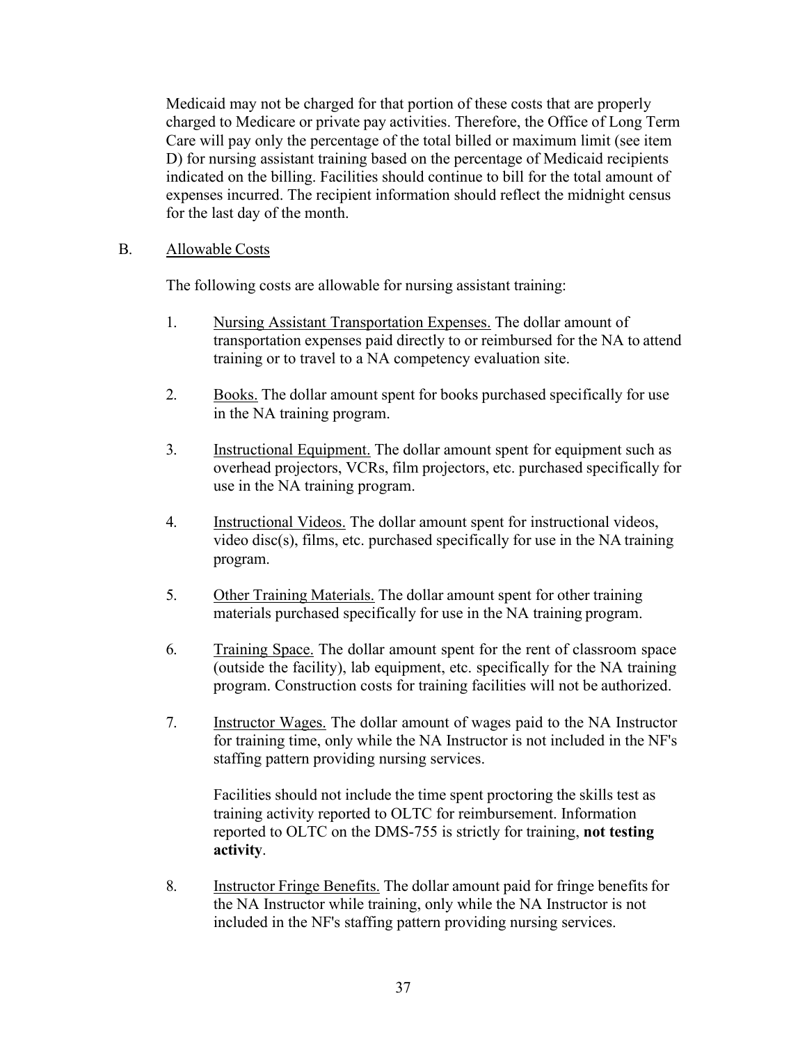Medicaid may not be charged for that portion of these costs that are properly charged to Medicare or private pay activities. Therefore, the Office of Long Term Care will pay only the percentage of the total billed or maximum limit (see item D) for nursing assistant training based on the percentage of Medicaid recipients indicated on the billing. Facilities should continue to bill for the total amount of expenses incurred. The recipient information should reflect the midnight census for the last day of the month.

B. Allowable Costs

The following costs are allowable for nursing assistant training:

1. Nursing Assistant Transportation Expenses. The dollar amount of transportation expenses paid directly to or reimbursed for the NA to attend training or to travel to a NA competency evaluation site.

2. Books. The dollar amount spent for books purchased specifically for use in the NA training program.

3. Instructional Equipment. The dollar amount spent for equipment such as overhead projectors, VCRs, film projectors, etc. purchased specifically for use in the NA training program.

4. Instructional Videos. The dollar amount spent for instructional videos, video disc(s), films, etc. purchased specifically for use in the NA training program.

5. Other Training Materials. The dollar amount spent for other training materials purchased specifically for use in the NA training program.

6. Training Space. The dollar amount spent for the rent of classroom space (outside the facility), lab equipment, etc. specifically for the NA training program. Construction costs for training facilities will not be authorized.

7. Instructor Wages. The dollar amount of wages paid to the NA Instructor for training time, only while the NA Instructor is not included in the NF's staffing pattern providing nursing services.

   Facilities should not include the time spent proctoring the skills test as training activity reported to OLTC for reimbursement. Information reported to OLTC on the DMS-755 is strictly for training, **not testing activity**.

8. Instructor Fringe Benefits. The dollar amount paid for fringe benefits for the NA Instructor while training, only while the NA Instructor is not included in the NF's staffing pattern providing nursing services.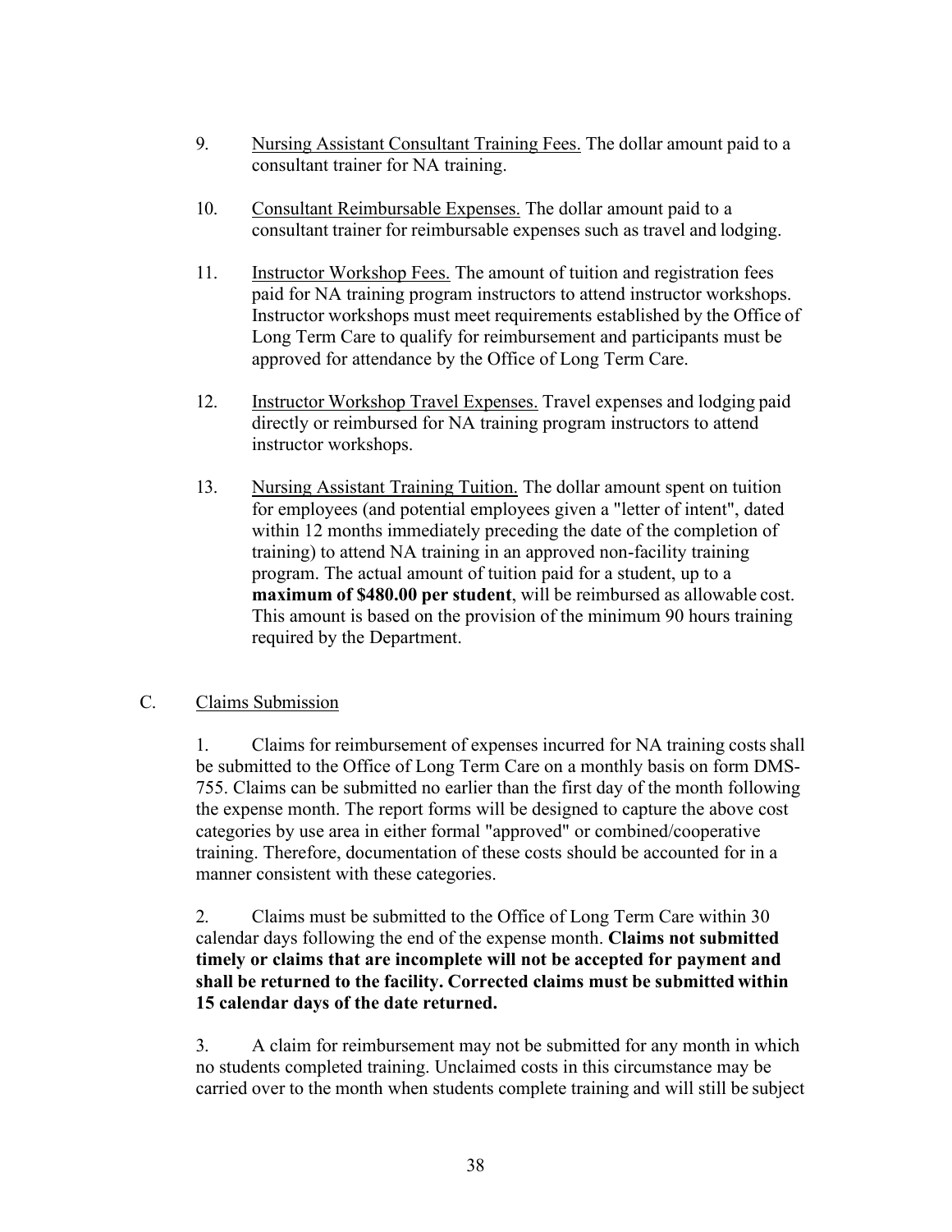9. Nursing Assistant Consultant Training Fees. The dollar amount paid to a consultant trainer for NA training.

10. Consultant Reimbursable Expenses. The dollar amount paid to a consultant trainer for reimbursable expenses such as travel and lodging.

11. Instructor Workshop Fees. The amount of tuition and registration fees paid for NA training program instructors to attend instructor workshops. Instructor workshops must meet requirements established by the Office of Long Term Care to qualify for reimbursement and participants must be approved for attendance by the Office of Long Term Care.

12. Instructor Workshop Travel Expenses. Travel expenses and lodging paid directly or reimbursed for NA training program instructors to attend instructor workshops.

13. Nursing Assistant Training Tuition. The dollar amount spent on tuition for employees (and potential employees given a "letter of intent", dated within 12 months immediately preceding the date of the completion of training) to attend NA training in an approved non-facility training program. The actual amount of tuition paid for a student, up to a **maximum of $480.00 per student**, will be reimbursed as allowable cost. This amount is based on the provision of the minimum 90 hours training required by the Department.

C. Claims Submission

1. Claims for reimbursement of expenses incurred for NA training costs shall be submitted to the Office of Long Term Care on a monthly basis on form DMS-755. Claims can be submitted no earlier than the first day of the month following the expense month. The report forms will be designed to capture the above cost categories by use area in either formal "approved" or combined/cooperative training. Therefore, documentation of these costs should be accounted for in a manner consistent with these categories.

2. Claims must be submitted to the Office of Long Term Care within 30 calendar days following the end of the expense month. **Claims not submitted timely or claims that are incomplete will not be accepted for payment and shall be returned to the facility. Corrected claims must be submitted within 15 calendar days of the date returned.**

3. A claim for reimbursement may not be submitted for any month in which no students completed training. Unclaimed costs in this circumstance may be carried over to the month when students complete training and will still be subject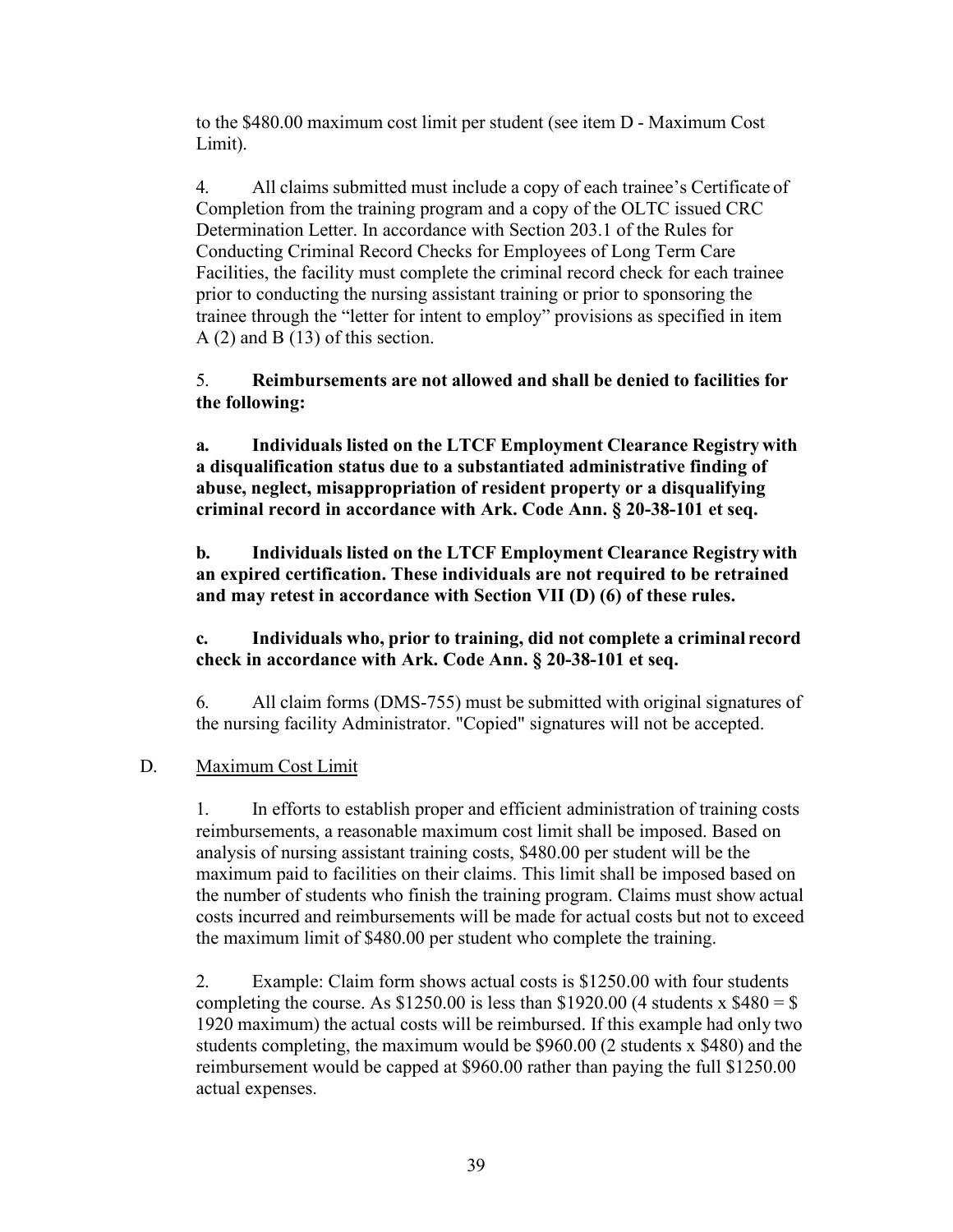to the $480.00 maximum cost limit per student (see item D - Maximum Cost Limit).

4. All claims submitted must include a copy of each trainee's Certificate of Completion from the training program and a copy of the OLTC issued CRC Determination Letter. In accordance with Section 203.1 of the Rules for Conducting Criminal Record Checks for Employees of Long Term Care Facilities, the facility must complete the criminal record check for each trainee prior to conducting the nursing assistant training or prior to sponsoring the trainee through the "letter for intent to employ" provisions as specified in item A (2) and B (13) of this section.

5. **Reimbursements are not allowed and shall be denied to facilities for the following:**

**a. Individuals listed on the LTCF Employment Clearance Registry with a disqualification status due to a substantiated administrative finding of abuse, neglect, misappropriation of resident property or a disqualifying criminal record in accordance with Ark. Code Ann. § 20-38-101 et seq.**

**b. Individuals listed on the LTCF Employment Clearance Registry with an expired certification. These individuals are not required to be retrained and may retest in accordance with Section VII (D) (6) of these rules.**

**c. Individuals who, prior to training, did not complete a criminal record check in accordance with Ark. Code Ann. § 20-38-101 et seq.**

6. All claim forms (DMS-755) must be submitted with original signatures of the nursing facility Administrator. "Copied" signatures will not be accepted.

D. Maximum Cost Limit

1. In efforts to establish proper and efficient administration of training costs reimbursements, a reasonable maximum cost limit shall be imposed. Based on analysis of nursing assistant training costs, $480.00 per student will be the maximum paid to facilities on their claims. This limit shall be imposed based on the number of students who finish the training program. Claims must show actual costs incurred and reimbursements will be made for actual costs but not to exceed the maximum limit of $480.00 per student who complete the training.

2. Example: Claim form shows actual costs is $1250.00 with four students completing the course. As $1250.00 is less than $1920.00 (4 students x $480 = $ 1920 maximum) the actual costs will be reimbursed. If this example had only two students completing, the maximum would be $960.00 (2 students x $480) and the reimbursement would be capped at $960.00 rather than paying the full $1250.00 actual expenses.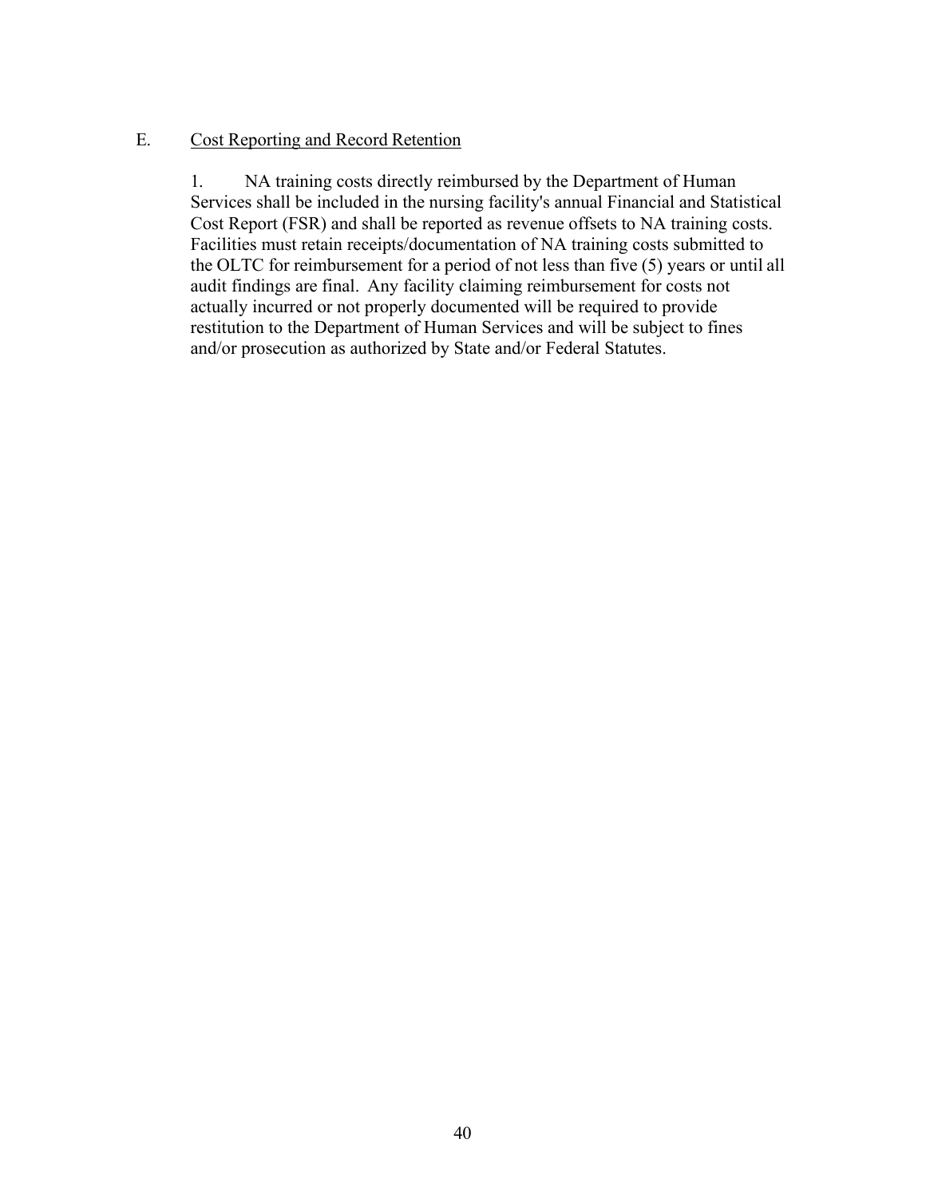E. <u>Cost Reporting and Record Retention</u>

1. NA training costs directly reimbursed by the Department of Human Services shall be included in the nursing facility's annual Financial and Statistical Cost Report (FSR) and shall be reported as revenue offsets to NA training costs. Facilities must retain receipts/documentation of NA training costs submitted to the OLTC for reimbursement for a period of not less than five (5) years or until all audit findings are final. Any facility claiming reimbursement for costs not actually incurred or not properly documented will be required to provide restitution to the Department of Human Services and will be subject to fines and/or prosecution as authorized by State and/or Federal Statutes.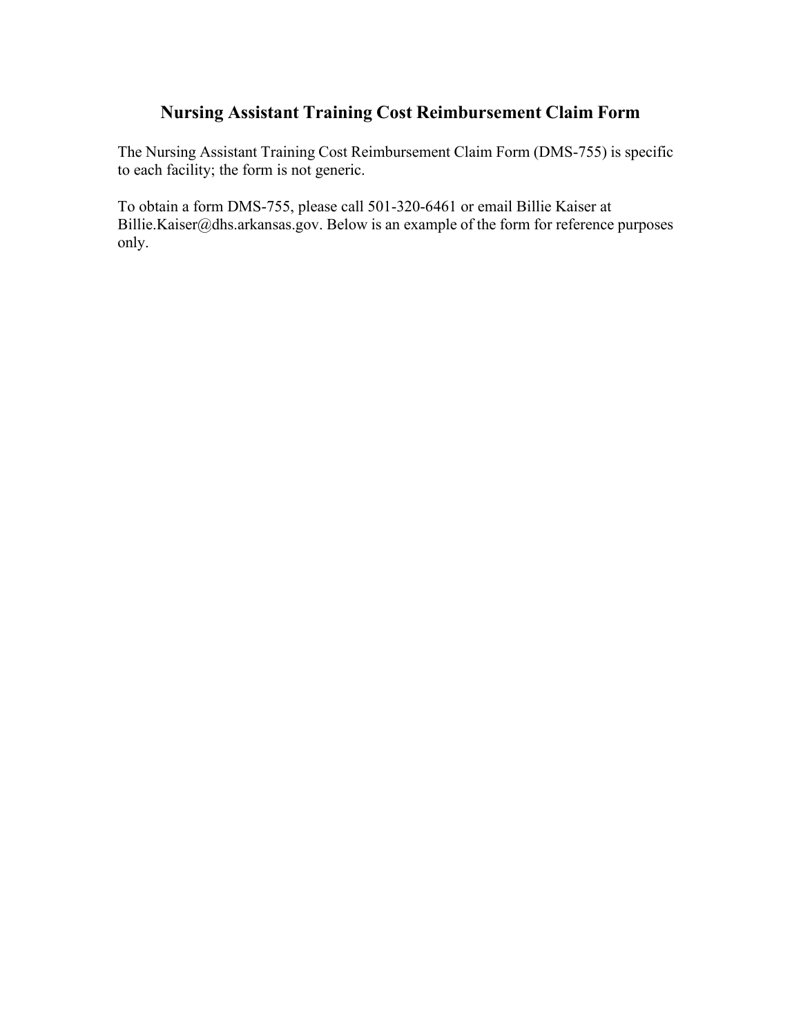# Nursing Assistant Training Cost Reimbursement Claim Form

The Nursing Assistant Training Cost Reimbursement Claim Form (DMS-755) is specific to each facility; the form is not generic.

To obtain a form DMS-755, please call 501-320-6461 or email Billie Kaiser at Billie.Kaiser@dhs.arkansas.gov. Below is an example of the form for reference purposes only.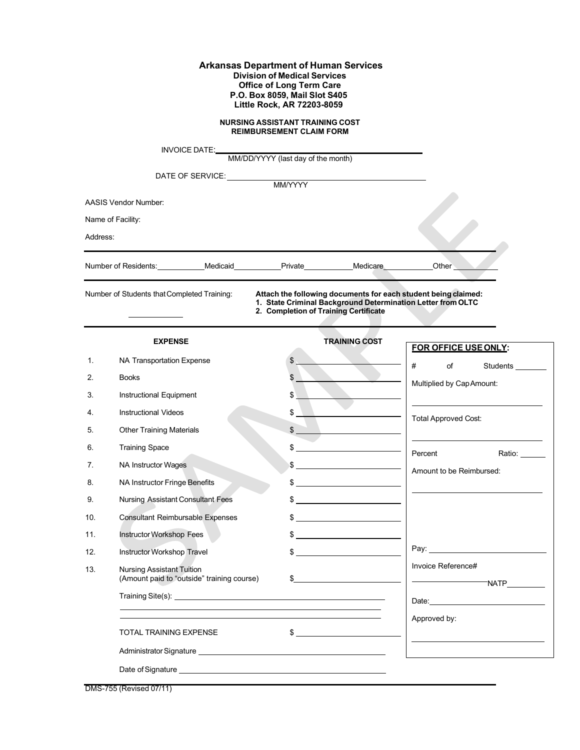**Arkansas Department of Human Services**
**Division of Medical Services**
**Office of Long Term Care**
**P.O. Box 8059, Mail Slot S405**
**Little Rock, AR 72203-8059**

**NURSING ASSISTANT TRAINING COST REIMBURSEMENT CLAIM FORM**

INVOICE DATE: ______________________________
MM/DD/YYYY (last day of the month)

DATE OF SERVICE: ______________________________
MM/YYYY

AASIS Vendor Number:

Name of Facility:

Address:

---

Number of Residents: __________ Medicaid __________ Private __________ Medicare __________ Other __________

---

Number of Students that Completed Training: __________

**Attach the following documents for each student being claimed:**
**1. State Criminal Background Determination Letter from OLTC**
**2. Completion of Training Certificate**

---

| | EXPENSE | TRAINING COST |
|---|---|---|
| 1. | NA Transportation Expense | $ |
| 2. | Books | $ |
| 3. | Instructional Equipment | $ |
| 4. | Instructional Videos | $ |
| 5. | Other Training Materials | $ |
| 6. | Training Space | $ |
| 7. | NA Instructor Wages | $ |
| 8. | NA Instructor Fringe Benefits | $ |
| 9. | Nursing Assistant Consultant Fees | $ |
| 10. | Consultant Reimbursable Expenses | $ |
| 11. | Instructor Workshop Fees | $ |
| 12. | Instructor Workshop Travel | $ |
| 13. | Nursing Assistant Tuition (Amount paid to "outside" training course) | $ |

Training Site(s): ______________________________

TOTAL TRAINING EXPENSE $ __________

Administrator Signature ______________________________

Date of Signature ______________________________

**FOR OFFICE USE ONLY:**

\# of Students __________

Multiplied by Cap Amount: __________

Total Approved Cost: __________

Percent Ratio: __________

Amount to be Reimbursed: __________

Pay: __________

Invoice Reference# __________ NATP __________

Date: __________

Approved by: __________

DMS-755 (Revised 07/11)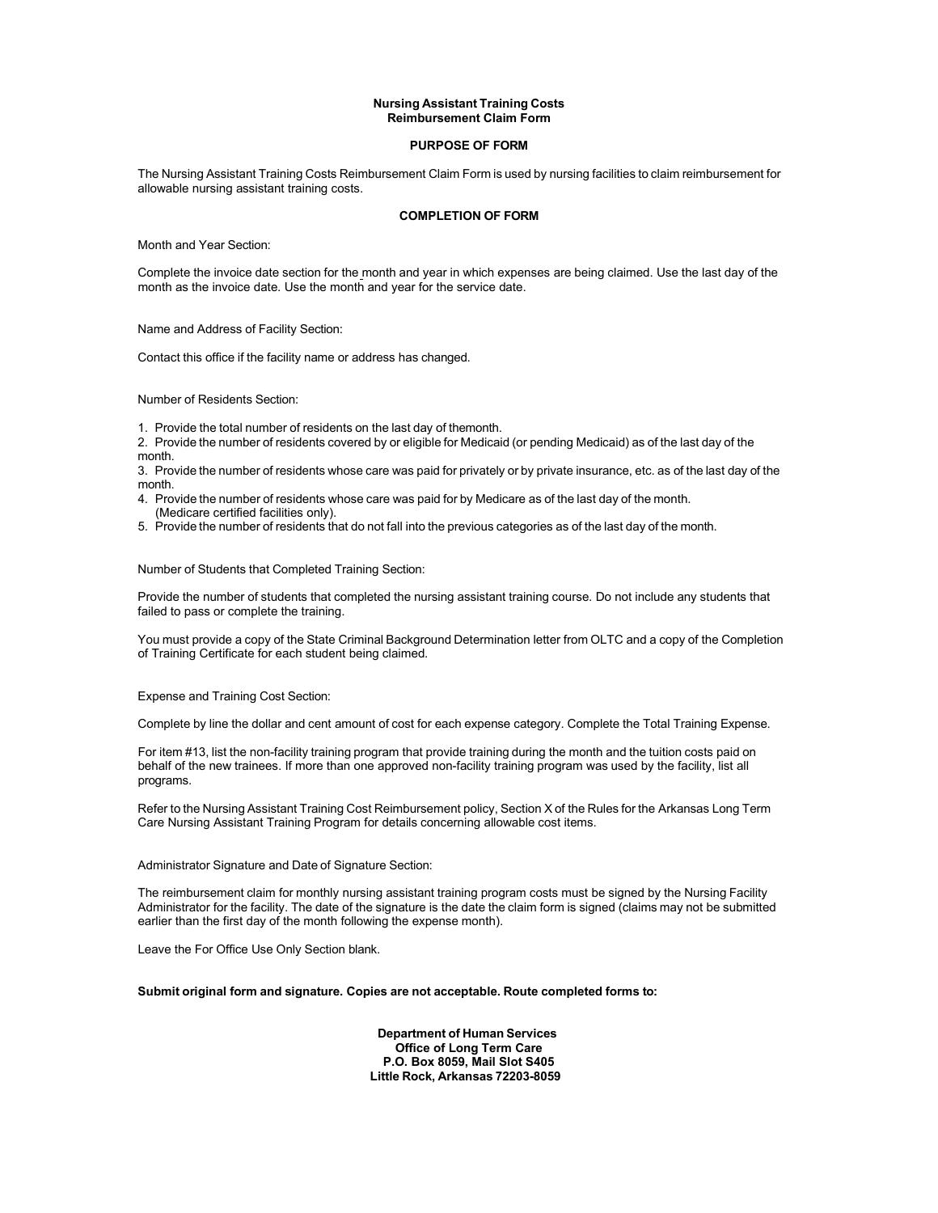**Nursing Assistant Training Costs**
**Reimbursement Claim Form**

**PURPOSE OF FORM**

The Nursing Assistant Training Costs Reimbursement Claim Form is used by nursing facilities to claim reimbursement for allowable nursing assistant training costs.

**COMPLETION OF FORM**

Month and Year Section:

Complete the invoice date section for the month and year in which expenses are being claimed. Use the last day of the month as the invoice date. Use the month and year for the service date.

Name and Address of Facility Section:

Contact this office if the facility name or address has changed.

Number of Residents Section:

1. Provide the total number of residents on the last day of themonth.
2. Provide the number of residents covered by or eligible for Medicaid (or pending Medicaid) as of the last day of the month.
3. Provide the number of residents whose care was paid for privately or by private insurance, etc. as of the last day of the month.
4. Provide the number of residents whose care was paid for by Medicare as of the last day of the month. (Medicare certified facilities only).
5. Provide the number of residents that do not fall into the previous categories as of the last day of the month.

Number of Students that Completed Training Section:

Provide the number of students that completed the nursing assistant training course. Do not include any students that failed to pass or complete the training.

You must provide a copy of the State Criminal Background Determination letter from OLTC and a copy of the Completion of Training Certificate for each student being claimed.

Expense and Training Cost Section:

Complete by line the dollar and cent amount of cost for each expense category. Complete the Total Training Expense.

For item #13, list the non-facility training program that provide training during the month and the tuition costs paid on behalf of the new trainees. If more than one approved non-facility training program was used by the facility, list all programs.

Refer to the Nursing Assistant Training Cost Reimbursement policy, Section X of the Rules for the Arkansas Long Term Care Nursing Assistant Training Program for details concerning allowable cost items.

Administrator Signature and Date of Signature Section:

The reimbursement claim for monthly nursing assistant training program costs must be signed by the Nursing Facility Administrator for the facility. The date of the signature is the date the claim form is signed (claims may not be submitted earlier than the first day of the month following the expense month).

Leave the For Office Use Only Section blank.

**Submit original form and signature. Copies are not acceptable. Route completed forms to:**

**Department of Human Services**
**Office of Long Term Care**
**P.O. Box 8059, Mail Slot S405**
**Little Rock, Arkansas 72203-8059**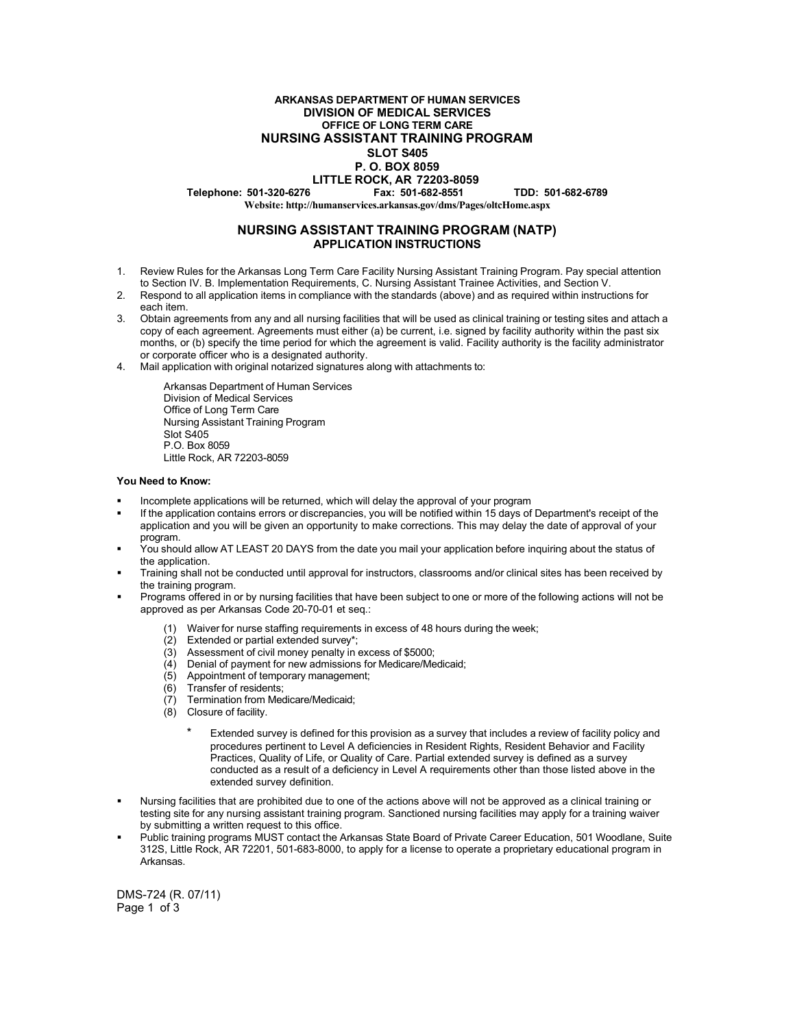**ARKANSAS DEPARTMENT OF HUMAN SERVICES**
**DIVISION OF MEDICAL SERVICES**
**OFFICE OF LONG TERM CARE**
**NURSING ASSISTANT TRAINING PROGRAM**
**SLOT S405**
**P. O. BOX 8059**
**LITTLE ROCK, AR 72203-8059**
**Telephone: 501-320-6276 Fax: 501-682-8551 TDD: 501-682-6789**
**Website: http://humanservices.arkansas.gov/dms/Pages/oltcHome.aspx**

## NURSING ASSISTANT TRAINING PROGRAM (NATP)
### APPLICATION INSTRUCTIONS

1. Review Rules for the Arkansas Long Term Care Facility Nursing Assistant Training Program. Pay special attention to Section IV. B. Implementation Requirements, C. Nursing Assistant Trainee Activities, and Section V.
2. Respond to all application items in compliance with the standards (above) and as required within instructions for each item.
3. Obtain agreements from any and all nursing facilities that will be used as clinical training or testing sites and attach a copy of each agreement. Agreements must either (a) be current, i.e. signed by facility authority within the past six months, or (b) specify the time period for which the agreement is valid. Facility authority is the facility administrator or corporate officer who is a designated authority.
4. Mail application with original notarized signatures along with attachments to:

   Arkansas Department of Human Services
   Division of Medical Services
   Office of Long Term Care
   Nursing Assistant Training Program
   Slot S405
   P.O. Box 8059
   Little Rock, AR 72203-8059

**You Need to Know:**

- Incomplete applications will be returned, which will delay the approval of your program
- If the application contains errors or discrepancies, you will be notified within 15 days of Department's receipt of the application and you will be given an opportunity to make corrections. This may delay the date of approval of your program.
- You should allow AT LEAST 20 DAYS from the date you mail your application before inquiring about the status of the application.
- Training shall not be conducted until approval for instructors, classrooms and/or clinical sites has been received by the training program.
- Programs offered in or by nursing facilities that have been subject to one or more of the following actions will not be approved as per Arkansas Code 20-70-01 et seq.:

  (1) Waiver for nurse staffing requirements in excess of 48 hours during the week;
  (2) Extended or partial extended survey*;
  (3) Assessment of civil money penalty in excess of $5000;
  (4) Denial of payment for new admissions for Medicare/Medicaid;
  (5) Appointment of temporary management;
  (6) Transfer of residents;
  (7) Termination from Medicare/Medicaid;
  (8) Closure of facility.

  \* Extended survey is defined for this provision as a survey that includes a review of facility policy and procedures pertinent to Level A deficiencies in Resident Rights, Resident Behavior and Facility Practices, Quality of Life, or Quality of Care. Partial extended survey is defined as a survey conducted as a result of a deficiency in Level A requirements other than those listed above in the extended survey definition.

- Nursing facilities that are prohibited due to one of the actions above will not be approved as a clinical training or testing site for any nursing assistant training program. Sanctioned nursing facilities may apply for a training waiver by submitting a written request to this office.
- Public training programs MUST contact the Arkansas State Board of Private Career Education, 501 Woodlane, Suite 312S, Little Rock, AR 72201, 501-683-8000, to apply for a license to operate a proprietary educational program in Arkansas.

DMS-724 (R. 07/11)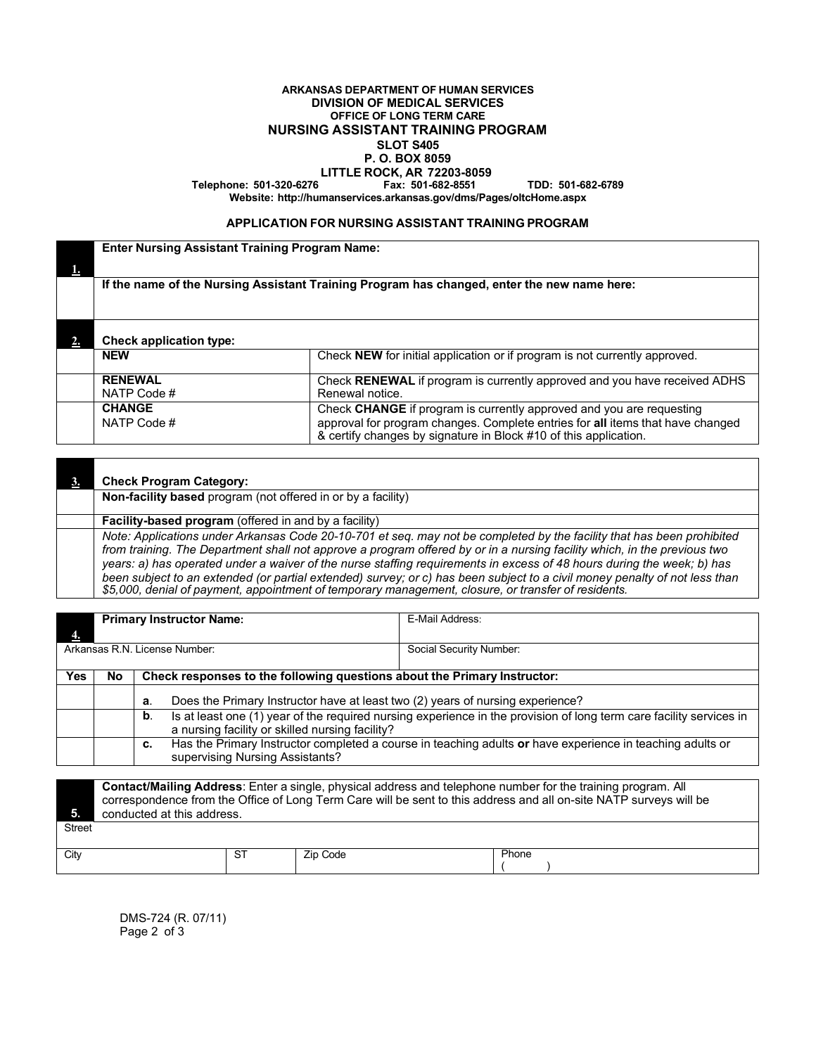**ARKANSAS DEPARTMENT OF HUMAN SERVICES**
**DIVISION OF MEDICAL SERVICES**
**OFFICE OF LONG TERM CARE**
**NURSING ASSISTANT TRAINING PROGRAM**
**SLOT S405**
**P. O. BOX 8059**
**LITTLE ROCK, AR 72203-8059**
**Telephone: 501-320-6276 Fax: 501-682-8551 TDD: 501-682-6789**
**Website: http://humanservices.arkansas.gov/dms/Pages/oltcHome.aspx**

## APPLICATION FOR NURSING ASSISTANT TRAINING PROGRAM

| | |
|---|---|
| **1.** | **Enter Nursing Assistant Training Program Name:** |
| | **If the name of the Nursing Assistant Training Program has changed, enter the new name here:** |

| | | |
|---|---|---|
| **2.** | **Check application type:** | |
| | **NEW** | Check **NEW** for initial application or if program is not currently approved. |
| | **RENEWAL** NATP Code # | Check **RENEWAL** if program is currently approved and you have received ADHS Renewal notice. |
| | **CHANGE** NATP Code # | Check **CHANGE** if program is currently approved and you are requesting approval for program changes. Complete entries for **all** items that have changed & certify changes by signature in Block #10 of this application. |

| | |
|---|---|
| **3.** | **Check Program Category:** |
| | **Non-facility based** program (not offered in or by a facility) |
| | **Facility-based program** (offered in and by a facility) |
| | *Note: Applications under Arkansas Code 20-10-701 et seq. may not be completed by the facility that has been prohibited from training. The Department shall not approve a program offered by or in a nursing facility which, in the previous two years: a) has operated under a waiver of the nurse staffing requirements in excess of 48 hours during the week; b) has been subject to an extended (or partial extended) survey; or c) has been subject to a civil money penalty of not less than $5,000, denial of payment, appointment of temporary management, closure, or transfer of residents.* |

| | | | |
|---|---|---|---|
| **4.** | **Primary Instructor Name:** | | E-Mail Address: |
| Arkansas R.N. License Number: | | | Social Security Number: |
| **Yes** | **No** | **Check responses to the following questions about the Primary Instructor:** | |
| | | **a.** Does the Primary Instructor have at least two (2) years of nursing experience? | |
| | | **b.** Is at least one (1) year of the required nursing experience in the provision of long term care facility services in a nursing facility or skilled nursing facility? | |
| | | **c.** Has the Primary Instructor completed a course in teaching adults **or** have experience in teaching adults or supervising Nursing Assistants? | |

| | | | |
|---|---|---|---|
| **5.** | **Contact/Mailing Address**: Enter a single, physical address and telephone number for the training program. All correspondence from the Office of Long Term Care will be sent to this address and all on-site NATP surveys will be conducted at this address. | | |
| Street | | | |
| City | ST | Zip Code | Phone ( ) |

DMS-724 (R. 07/11)
Page 2 of 3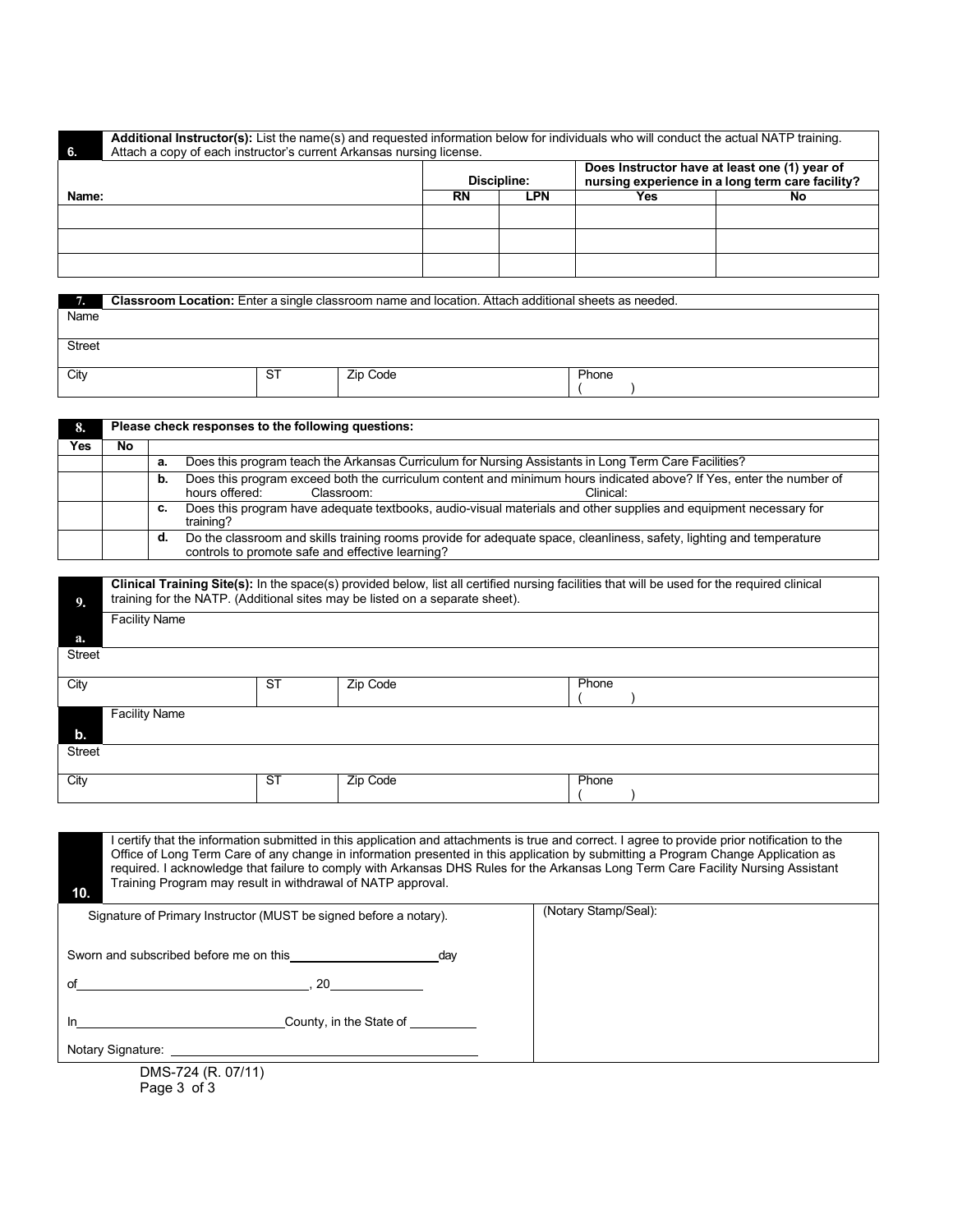| 6. | **Additional Instructor(s):** List the name(s) and requested information below for individuals who will conduct the actual NATP training. Attach a copy of each instructor's current Arkansas nursing license. | | | | |
|---|---|---|---|---|---|
| | | **Discipline:** | | **Does Instructor have at least one (1) year of nursing experience in a long term care facility?** | |
| **Name:** | | **RN** | **LPN** | **Yes** | **No** |
| | | | | | |
| | | | | | |
| | | | | | |

| 7. | **Classroom Location:** Enter a single classroom name and location. Attach additional sheets as needed. | | |
|---|---|---|---|
| Name | | | |
| Street | | | |
| City | ST | Zip Code | Phone ( ) |

| 8. | **Please check responses to the following questions:** | | |
|---|---|---|---|
| **Yes** | **No** | | |
| | | **a.** | Does this program teach the Arkansas Curriculum for Nursing Assistants in Long Term Care Facilities? |
| | | **b.** | Does this program exceed both the curriculum content and minimum hours indicated above? If Yes, enter the number of hours offered: Classroom: Clinical: |
| | | **c.** | Does this program have adequate textbooks, audio-visual materials and other supplies and equipment necessary for training? |
| | | **d.** | Do the classroom and skills training rooms provide for adequate space, cleanliness, safety, lighting and temperature controls to promote safe and effective learning? |

| 9. | **Clinical Training Site(s):** In the space(s) provided below, list all certified nursing facilities that will be used for the required clinical training for the NATP. (Additional sites may be listed on a separate sheet). | | |
|---|---|---|---|
| **a.** | Facility Name | | |
| Street | | | |
| City | ST | Zip Code | Phone ( ) |
| **b.** | Facility Name | | |
| Street | | | |
| City | ST | Zip Code | Phone ( ) |

| 10. | I certify that the information submitted in this application and attachments is true and correct. I agree to provide prior notification to the Office of Long Term Care of any change in information presented in this application by submitting a Program Change Application as required. I acknowledge that failure to comply with Arkansas DHS Rules for the Arkansas Long Term Care Facility Nursing Assistant Training Program may result in withdrawal of NATP approval. |
|---|---|

| Signature of Primary Instructor (MUST be signed before a notary). | (Notary Stamp/Seal): |
|---|---|
| Sworn and subscribed before me on this ____________________ day | |
| of ______________________________, 20____________ | |
| In ____________________________ County, in the State of _________ | |
| Notary Signature: ________________________________________ | |

DMS-724 (R. 07/11)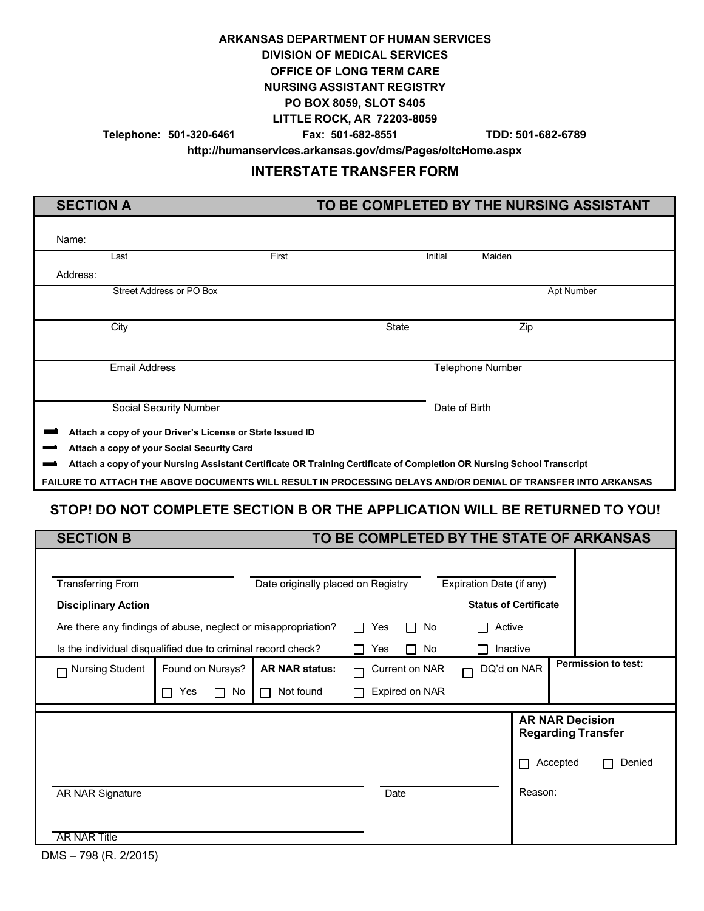**ARKANSAS DEPARTMENT OF HUMAN SERVICES**
**DIVISION OF MEDICAL SERVICES**
**OFFICE OF LONG TERM CARE**
**NURSING ASSISTANT REGISTRY**
**PO BOX 8059, SLOT S405**
**LITTLE ROCK, AR 72203-8059**

**Telephone: 501-320-6461** **Fax: 501-682-8551** **TDD: 501-682-6789**

**http://humanservices.arkansas.gov/dms/Pages/oltcHome.aspx**

## INTERSTATE TRANSFER FORM

| **SECTION A** | **TO BE COMPLETED BY THE NURSING ASSISTANT** | | |
|---|---|---|---|
| Name: | | | |
| Last | First | Initial | Maiden |
| Address: | | | |
| Street Address or PO Box | | | Apt Number |
| City | | State | Zip |
| Email Address | | Telephone Number | |
| Social Security Number | | Date of Birth | |

- **Attach a copy of your Driver's License or State Issued ID**
- **Attach a copy of your Social Security Card**
- **Attach a copy of your Nursing Assistant Certificate OR Training Certificate of Completion OR Nursing School Transcript**

**FAILURE TO ATTACH THE ABOVE DOCUMENTS WILL RESULT IN PROCESSING DELAYS AND/OR DENIAL OF TRANSFER INTO ARKANSAS**

**STOP! DO NOT COMPLETE SECTION B OR THE APPLICATION WILL BE RETURNED TO YOU!**

| **SECTION B** | **TO BE COMPLETED BY THE STATE OF ARKANSAS** | | | |
|---|---|---|---|---|
| Transferring From | Date originally placed on Registry | Expiration Date (if any) | | |
| **Disciplinary Action** | | **Status of Certificate** | | |
| Are there any findings of abuse, neglect or misappropriation? | ☐ Yes ☐ No | ☐ Active | | |
| Is the individual disqualified due to criminal record check? | ☐ Yes ☐ No | ☐ Inactive | | |
| ☐ Nursing Student | Found on Nursys? ☐ Yes ☐ No | **AR NAR status:** ☐ Not found | ☐ Current on NAR ☐ Expired on NAR | ☐ DQ'd on NAR | **Permission to test:** |

| | | |
|---|---|---|
| AR NAR Signature | Date | **AR NAR Decision Regarding Transfer** ☐ Accepted ☐ Denied |
| AR NAR Title | | Reason: |

DMS – 798 (R. 2/2015)